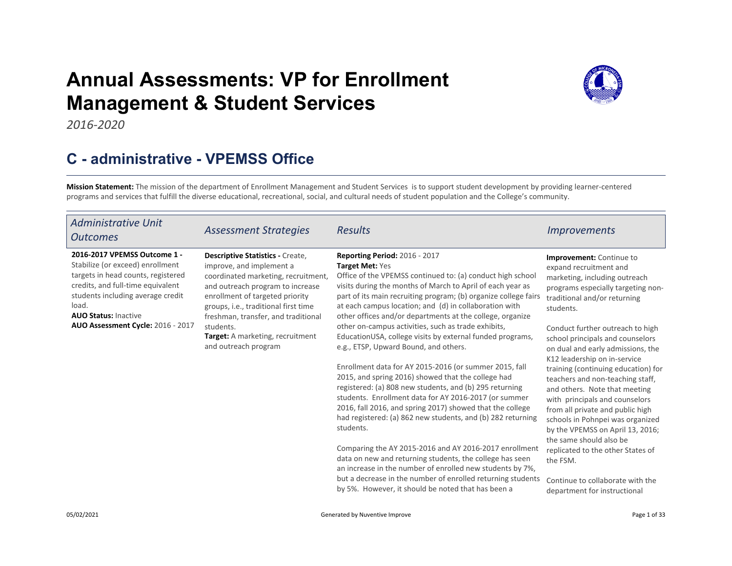# Annual Assessments: VP for Enrollment Management & Student Services

*2016-2020*

## C - administrative - VPEMSS Office

**Mission Statement:** The mission of the department of Enrollment Management and Student Services is to support student development by providing learner-centered programs and services that fulfill the diverse educational, recreational, social, and cultural needs of student population and the College's community.

| *Administrative Unit Outcomes* | *Assessment Strategies* | *Results* | *Improvements* |
|---|---|---|---|
| **2016-2017 VPEMSS Outcome 1 -** Stabilize (or exceed) enrollment targets in head counts, registered credits, and full-time equivalent students including average credit load.<br>**AUO Status:** Inactive<br>**AUO Assessment Cycle:** 2016 - 2017 | **Descriptive Statistics -** Create, improve, and implement a coordinated marketing, recruitment, and outreach program to increase enrollment of targeted priority groups, i.e., traditional first time freshman, transfer, and traditional students.<br>**Target:** A marketing, recruitment and outreach program | **Reporting Period:** 2016 - 2017<br>**Target Met:** Yes<br>Office of the VPEMSS continued to: (a) conduct high school visits during the months of March to April of each year as part of its main recruiting program; (b) organize college fairs at each campus location; and (d) in collaboration with other offices and/or departments at the college, organize other on-campus activities, such as trade exhibits, EducationUSA, college visits by external funded programs, e.g., ETSP, Upward Bound, and others.<br><br>Enrollment data for AY 2015-2016 (or summer 2015, fall 2015, and spring 2016) showed that the college had registered: (a) 808 new students, and (b) 295 returning students. Enrollment data for AY 2016-2017 (or summer 2016, fall 2016, and spring 2017) showed that the college had registered: (a) 862 new students, and (b) 282 returning students.<br><br>Comparing the AY 2015-2016 and AY 2016-2017 enrollment data on new and returning students, the college has seen an increase in the number of enrolled new students by 7%, but a decrease in the number of enrolled returning students by 5%. However, it should be noted that has been a | **Improvement:** Continue to expand recruitment and marketing, including outreach programs especially targeting non-traditional and/or returning students.<br><br>Conduct further outreach to high school principals and counselors on dual and early admissions, the K12 leadership on in-service training (continuing education) for teachers and non-teaching staff, and others. Note that meeting with principals and counselors from all private and public high schools in Pohnpei was organized by the VPEMSS on April 13, 2016; the same should also be replicated to the other States of the FSM.<br><br>Continue to collaborate with the department for instructional |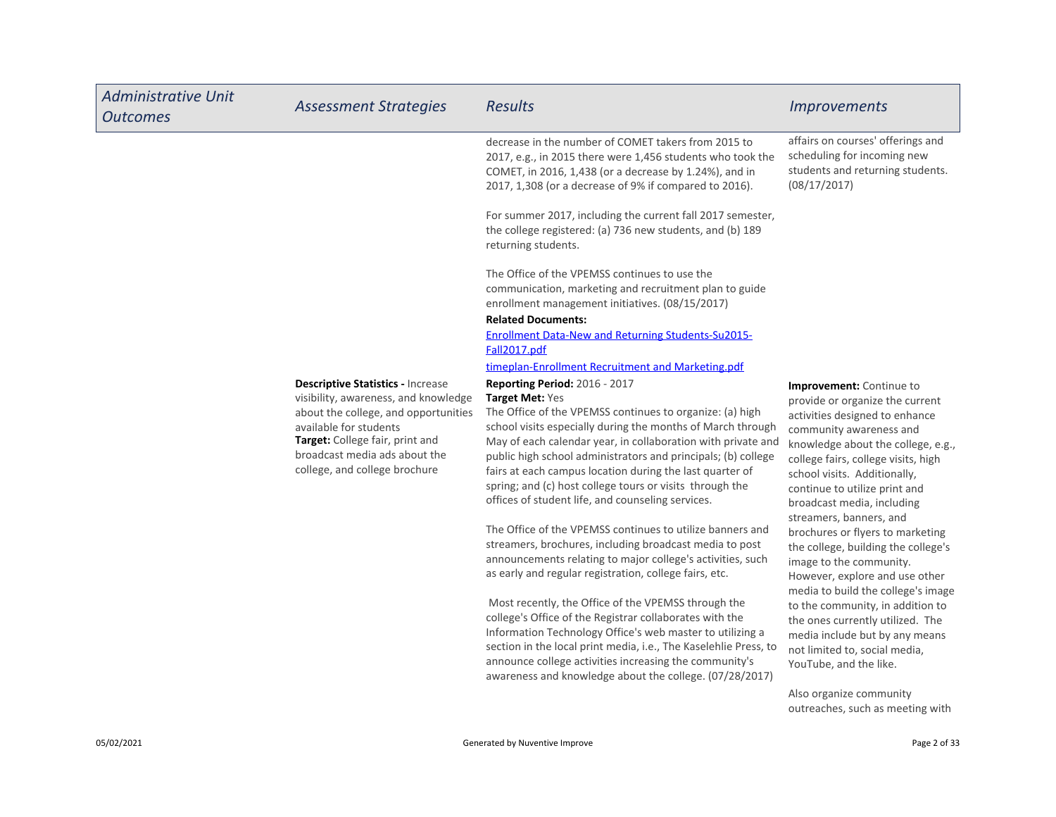| Administrative Unit Outcomes | Assessment Strategies | Results | Improvements |
|---|---|---|---|
| | | decrease in the number of COMET takers from 2015 to 2017, e.g., in 2015 there were 1,456 students who took the COMET, in 2016, 1,438 (or a decrease by 1.24%), and in 2017, 1,308 (or a decrease of 9% if compared to 2016).<br><br>For summer 2017, including the current fall 2017 semester, the college registered: (a) 736 new students, and (b) 189 returning students.<br><br>The Office of the VPEMSS continues to use the communication, marketing and recruitment plan to guide enrollment management initiatives. (08/15/2017)<br>**Related Documents:**<br>Enrollment Data-New and Returning Students-Su2015-Fall2017.pdf<br>timeplan-Enrollment Recruitment and Marketing.pdf | affairs on courses' offerings and scheduling for incoming new students and returning students. (08/17/2017) |
| | **Descriptive Statistics -** Increase visibility, awareness, and knowledge about the college, and opportunities available for students<br>**Target:** College fair, print and broadcast media ads about the college, and college brochure | **Reporting Period:** 2016 - 2017<br>**Target Met:** Yes<br>The Office of the VPEMSS continues to organize: (a) high school visits especially during the months of March through May of each calendar year, in collaboration with private and public high school administrators and principals; (b) college fairs at each campus location during the last quarter of spring; and (c) host college tours or visits through the offices of student life, and counseling services.<br><br>The Office of the VPEMSS continues to utilize banners and streamers, brochures, including broadcast media to post announcements relating to major college's activities, such as early and regular registration, college fairs, etc.<br><br>Most recently, the Office of the VPEMSS through the college's Office of the Registrar collaborates with the Information Technology Office's web master to utilizing a section in the local print media, i.e., The Kaselehlie Press, to announce college activities increasing the community's awareness and knowledge about the college. (07/28/2017) | **Improvement:** Continue to provide or organize the current activities designed to enhance community awareness and knowledge about the college, e.g., college fairs, college visits, high school visits. Additionally, continue to utilize print and broadcast media, including streamers, banners, and brochures or flyers to marketing the college, building the college's image to the community. However, explore and use other media to build the college's image to the community, in addition to the ones currently utilized. The media include but by any means not limited to, social media, YouTube, and the like.<br><br>Also organize community outreaches, such as meeting with |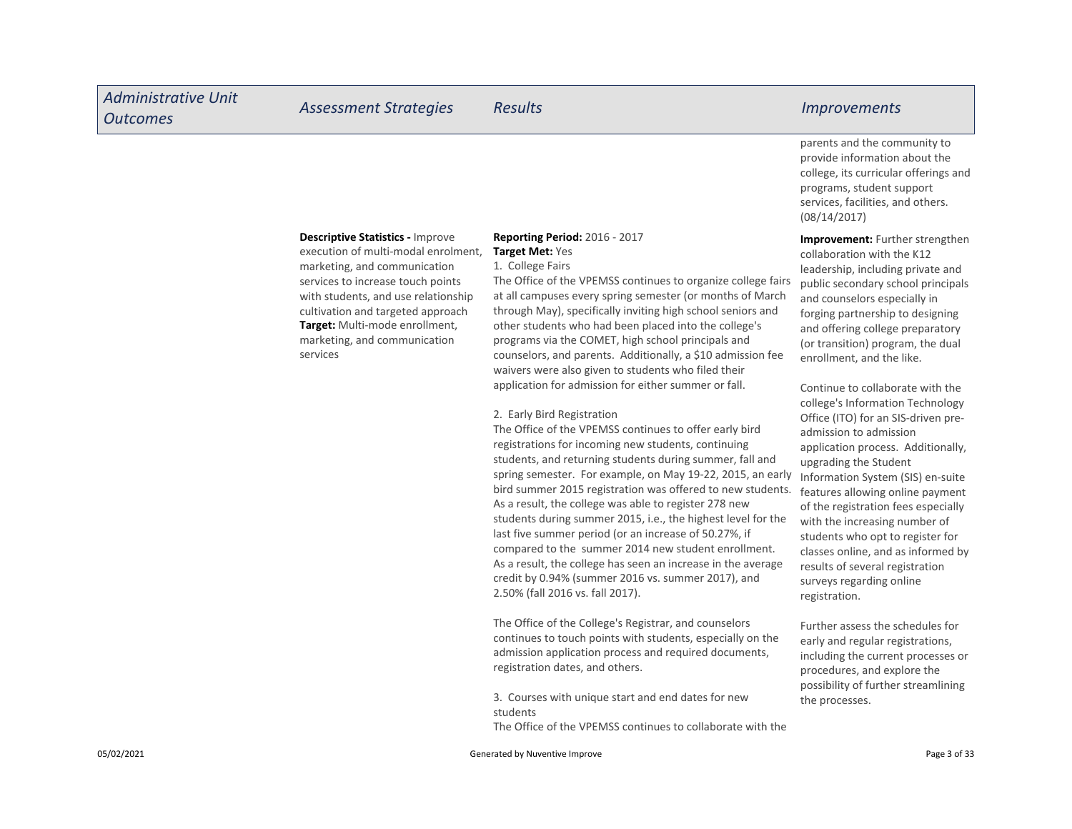| Administrative Unit Outcomes | Assessment Strategies | Results | Improvements |
|---|---|---|---|
| | | | parents and the community to provide information about the college, its curricular offerings and programs, student support services, facilities, and others. (08/14/2017) |
| | **Descriptive Statistics -** Improve execution of multi-modal enrolment, marketing, and communication services to increase touch points with students, and use relationship cultivation and targeted approach<br>**Target:** Multi-mode enrollment, marketing, and communication services | **Reporting Period:** 2016 - 2017<br>**Target Met:** Yes<br>1. College Fairs<br>The Office of the VPEMSS continues to organize college fairs at all campuses every spring semester (or months of March through May), specifically inviting high school seniors and other students who had been placed into the college's programs via the COMET, high school principals and counselors, and parents. Additionally, a $10 admission fee waivers were also given to students who filed their application for admission for either summer or fall.<br><br>2. Early Bird Registration<br>The Office of the VPEMSS continues to offer early bird registrations for incoming new students, continuing students, and returning students during summer, fall and spring semester. For example, on May 19-22, 2015, an early bird summer 2015 registration was offered to new students. As a result, the college was able to register 278 new students during summer 2015, i.e., the highest level for the last five summer period (or an increase of 50.27%, if compared to the summer 2014 new student enrollment. As a result, the college has seen an increase in the average credit by 0.94% (summer 2016 vs. summer 2017), and 2.50% (fall 2016 vs. fall 2017).<br><br>The Office of the College's Registrar, and counselors continues to touch points with students, especially on the admission application process and required documents, registration dates, and others.<br><br>3. Courses with unique start and end dates for new students<br>The Office of the VPEMSS continues to collaborate with the | **Improvement:** Further strengthen collaboration with the K12 leadership, including private and public secondary school principals and counselors especially in forging partnership to designing and offering college preparatory (or transition) program, the dual enrollment, and the like.<br><br>Continue to collaborate with the college's Information Technology Office (ITO) for an SIS-driven pre-admission to admission application process. Additionally, upgrading the Student Information System (SIS) en-suite features allowing online payment of the registration fees especially with the increasing number of students who opt to register for classes online, and as informed by results of several registration surveys regarding online registration.<br><br>Further assess the schedules for early and regular registrations, including the current processes or procedures, and explore the possibility of further streamlining the processes. |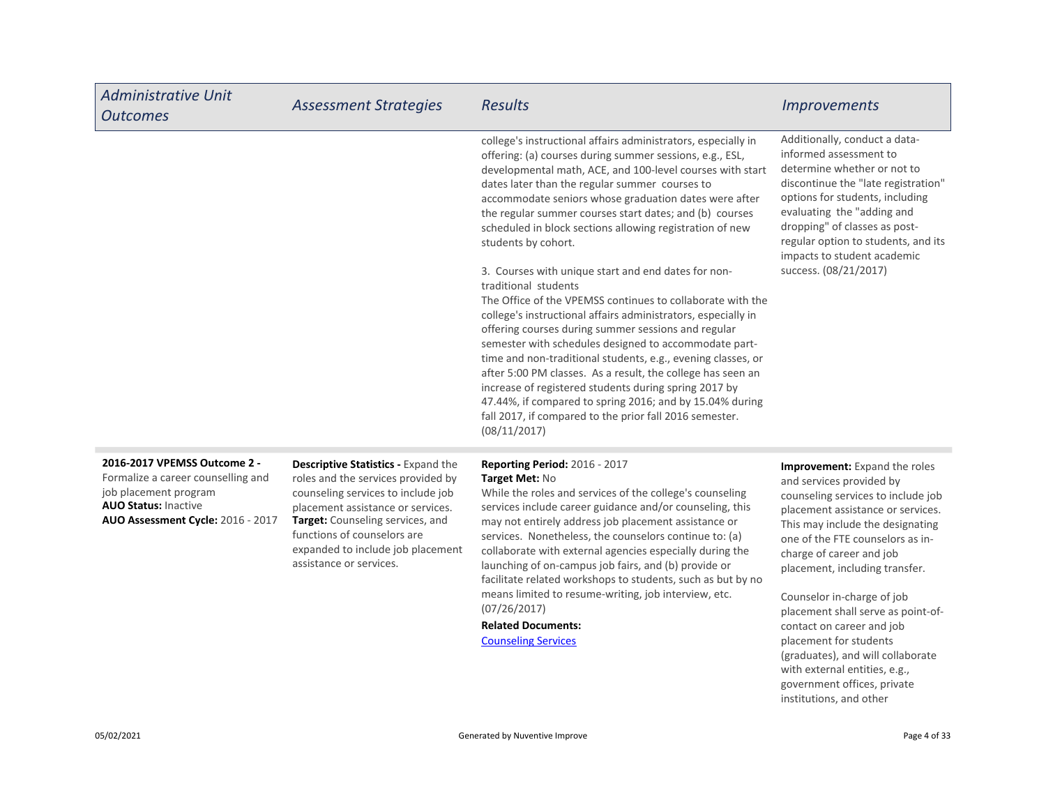| Administrative Unit Outcomes | Assessment Strategies | Results | Improvements |
| --- | --- | --- | --- |
| | | college's instructional affairs administrators, especially in offering: (a) courses during summer sessions, e.g., ESL, developmental math, ACE, and 100-level courses with start dates later than the regular summer courses to accommodate seniors whose graduation dates were after the regular summer courses start dates; and (b) courses scheduled in block sections allowing registration of new students by cohort.<br><br>3. Courses with unique start and end dates for non-traditional students<br>The Office of the VPEMSS continues to collaborate with the college's instructional affairs administrators, especially in offering courses during summer sessions and regular semester with schedules designed to accommodate part-time and non-traditional students, e.g., evening classes, or after 5:00 PM classes. As a result, the college has seen an increase of registered students during spring 2017 by 47.44%, if compared to spring 2016; and by 15.04% during fall 2017, if compared to the prior fall 2016 semester. (08/11/2017) | Additionally, conduct a data-informed assessment to determine whether or not to discontinue the "late registration" options for students, including evaluating the "adding and dropping" of classes as post-regular option to students, and its impacts to student academic success. (08/21/2017) |
| **2016-2017 VPEMSS Outcome 2 -** Formalize a career counselling and job placement program<br>**AUO Status:** Inactive<br>**AUO Assessment Cycle:** 2016 - 2017 | **Descriptive Statistics -** Expand the roles and the services provided by counseling services to include job placement assistance or services.<br>**Target:** Counseling services, and functions of counselors are expanded to include job placement assistance or services. | **Reporting Period:** 2016 - 2017<br>**Target Met:** No<br>While the roles and services of the college's counseling services include career guidance and/or counseling, this may not entirely address job placement assistance or services. Nonetheless, the counselors continue to: (a) collaborate with external agencies especially during the launching of on-campus job fairs, and (b) provide or facilitate related workshops to students, such as but by no means limited to resume-writing, job interview, etc. (07/26/2017)<br>**Related Documents:**<br>Counseling Services | **Improvement:** Expand the roles and services provided by counseling services to include job placement assistance or services. This may include the designating one of the FTE counselors as in-charge of career and job placement, including transfer.<br><br>Counselor in-charge of job placement shall serve as point-of-contact on career and job placement for students (graduates), and will collaborate with external entities, e.g., government offices, private institutions, and other |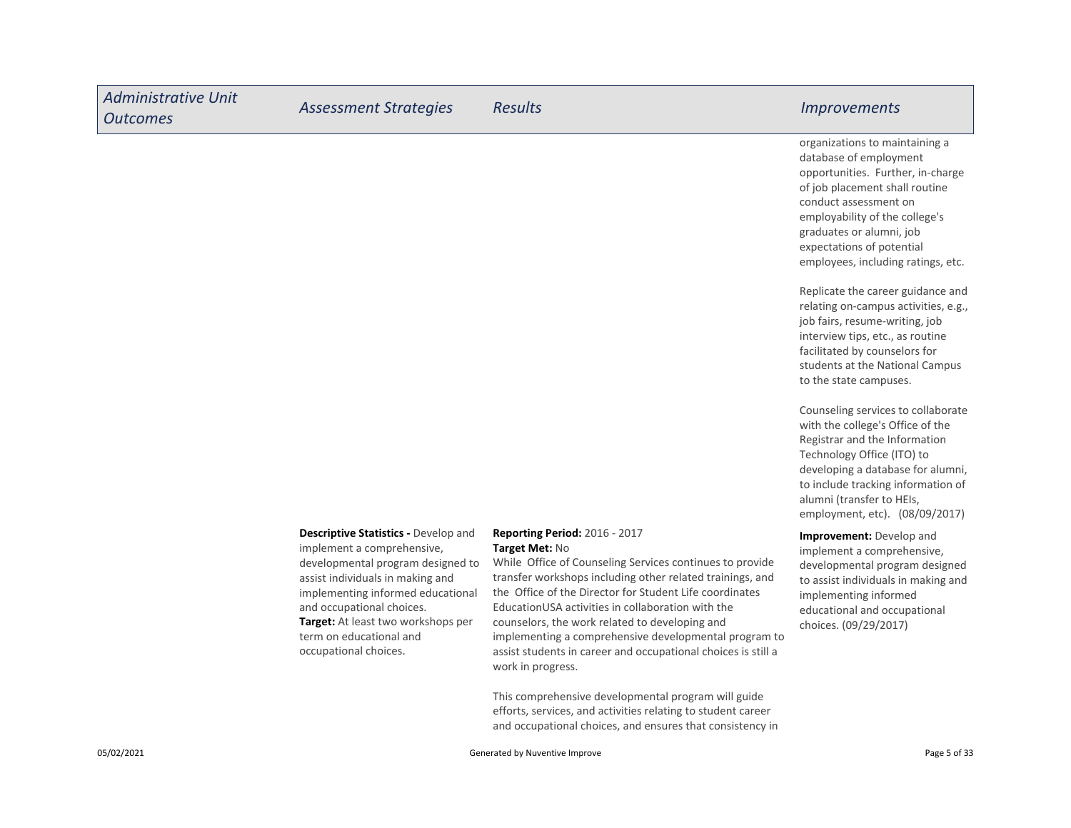| Administrative Unit Outcomes | Assessment Strategies | Results | Improvements |
|---|---|---|---|
| | | | organizations to maintaining a database of employment opportunities. Further, in-charge of job placement shall routine conduct assessment on employability of the college's graduates or alumni, job expectations of potential employees, including ratings, etc.<br><br>Replicate the career guidance and relating on-campus activities, e.g., job fairs, resume-writing, job interview tips, etc., as routine facilitated by counselors for students at the National Campus to the state campuses.<br><br>Counseling services to collaborate with the college's Office of the Registrar and the Information Technology Office (ITO) to developing a database for alumni, to include tracking information of alumni (transfer to HEIs, employment, etc). (08/09/2017) |
| | **Descriptive Statistics -** Develop and implement a comprehensive, developmental program designed to assist individuals in making and implementing informed educational and occupational choices.<br>**Target:** At least two workshops per term on educational and occupational choices. | **Reporting Period:** 2016 - 2017<br>**Target Met:** No<br>While Office of Counseling Services continues to provide transfer workshops including other related trainings, and the Office of the Director for Student Life coordinates EducationUSA activities in collaboration with the counselors, the work related to developing and implementing a comprehensive developmental program to assist students in career and occupational choices is still a work in progress.<br><br>This comprehensive developmental program will guide efforts, services, and activities relating to student career and occupational choices, and ensures that consistency in | **Improvement:** Develop and implement a comprehensive, developmental program designed to assist individuals in making and implementing informed educational and occupational choices. (09/29/2017) |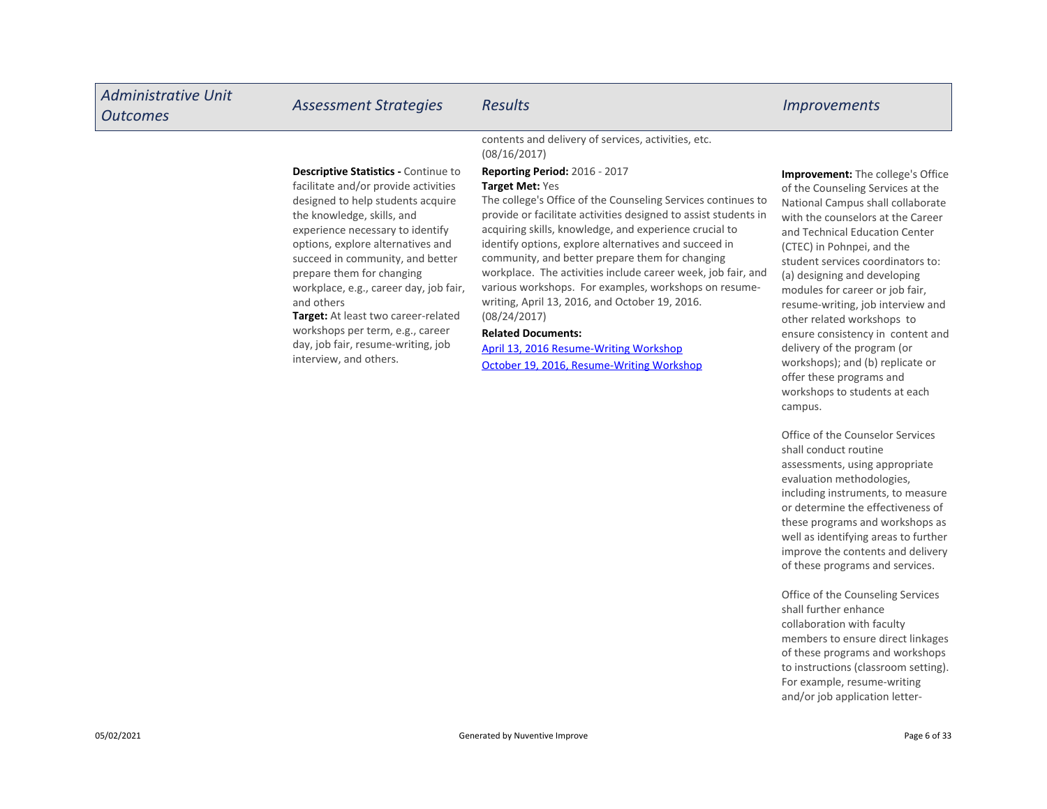| Administrative Unit Outcomes | Assessment Strategies | Results | Improvements |
| --- | --- | --- | --- |
| | | contents and delivery of services, activities, etc. (08/16/2017) | |
| | **Descriptive Statistics -** Continue to facilitate and/or provide activities designed to help students acquire the knowledge, skills, and experience necessary to identify options, explore alternatives and succeed in community, and better prepare them for changing workplace, e.g., career day, job fair, and others<br>**Target:** At least two career-related workshops per term, e.g., career day, job fair, resume-writing, job interview, and others. | **Reporting Period:** 2016 - 2017<br>**Target Met:** Yes<br>The college's Office of the Counseling Services continues to provide or facilitate activities designed to assist students in acquiring skills, knowledge, and experience crucial to identify options, explore alternatives and succeed in community, and better prepare them for changing workplace. The activities include career week, job fair, and various workshops. For examples, workshops on resume-writing, April 13, 2016, and October 19, 2016. (08/24/2017)<br>**Related Documents:**<br>April 13, 2016 Resume-Writing Workshop<br>October 19, 2016, Resume-Writing Workshop | **Improvement:** The college's Office of the Counseling Services at the National Campus shall collaborate with the counselors at the Career and Technical Education Center (CTEC) in Pohnpei, and the student services coordinators to: (a) designing and developing modules for career or job fair, resume-writing, job interview and other related workshops to ensure consistency in content and delivery of the program (or workshops); and (b) replicate or offer these programs and workshops to students at each campus.<br><br>Office of the Counselor Services shall conduct routine assessments, using appropriate evaluation methodologies, including instruments, to measure or determine the effectiveness of these programs and workshops as well as identifying areas to further improve the contents and delivery of these programs and services.<br><br>Office of the Counseling Services shall further enhance collaboration with faculty members to ensure direct linkages of these programs and workshops to instructions (classroom setting). For example, resume-writing and/or job application letter- |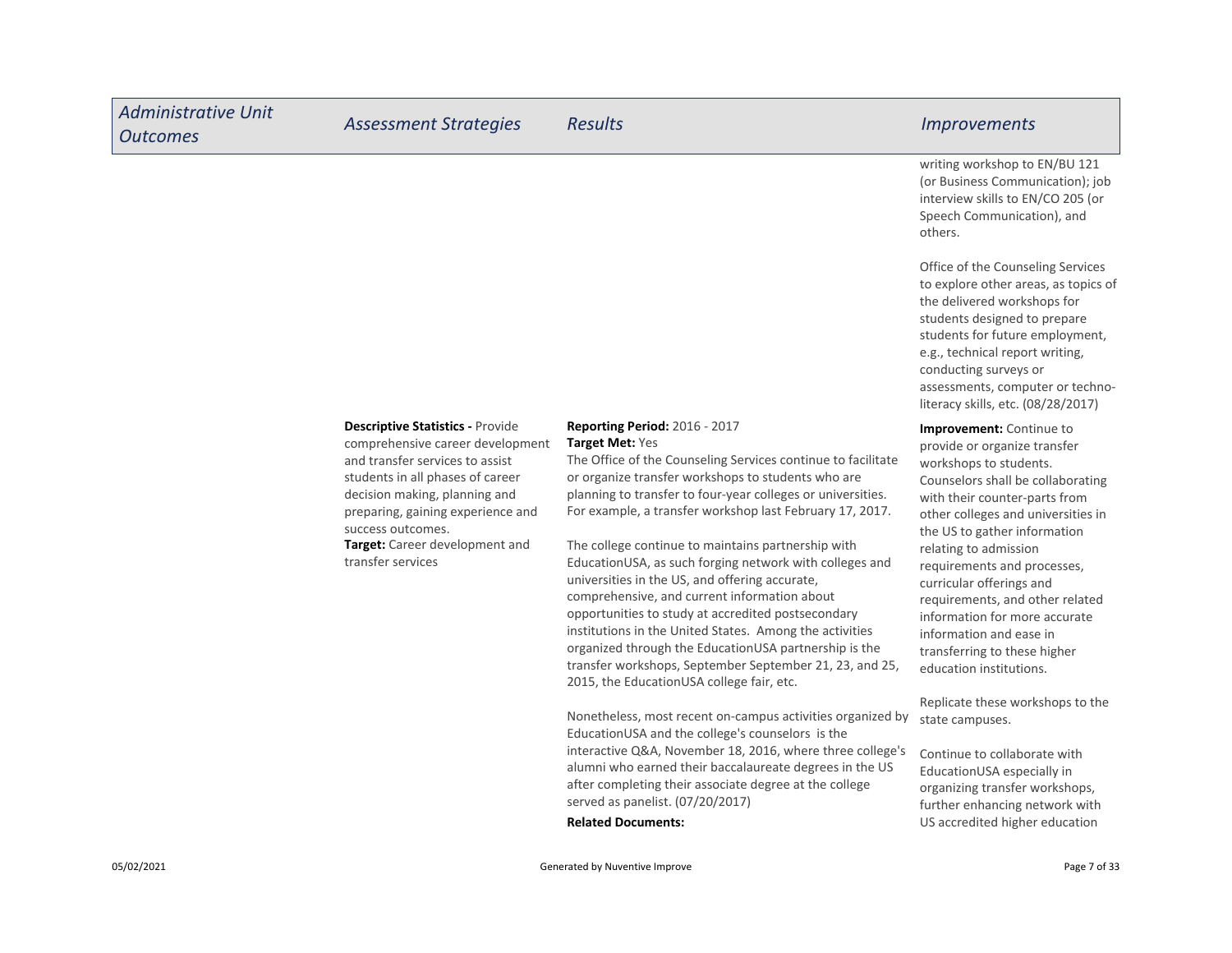| Administrative Unit Outcomes | Assessment Strategies | Results | Improvements |
| --- | --- | --- | --- |
| | | | writing workshop to EN/BU 121 (or Business Communication); job interview skills to EN/CO 205 (or Speech Communication), and others.<br><br>Office of the Counseling Services to explore other areas, as topics of the delivered workshops for students designed to prepare students for future employment, e.g., technical report writing, conducting surveys or assessments, computer or techno-literacy skills, etc. (08/28/2017) |
| | **Descriptive Statistics -** Provide comprehensive career development and transfer services to assist students in all phases of career decision making, planning and preparing, gaining experience and success outcomes.<br>**Target:** Career development and transfer services | **Reporting Period:** 2016 - 2017<br>**Target Met:** Yes<br>The Office of the Counseling Services continue to facilitate or organize transfer workshops to students who are planning to transfer to four-year colleges or universities. For example, a transfer workshop last February 17, 2017.<br><br>The college continue to maintains partnership with EducationUSA, as such forging network with colleges and universities in the US, and offering accurate, comprehensive, and current information about opportunities to study at accredited postsecondary institutions in the United States. Among the activities organized through the EducationUSA partnership is the transfer workshops, September September 21, 23, and 25, 2015, the EducationUSA college fair, etc.<br><br>Nonetheless, most recent on-campus activities organized by EducationUSA and the college's counselors is the interactive Q&A, November 18, 2016, where three college's alumni who earned their baccalaureate degrees in the US after completing their associate degree at the college served as panelist. (07/20/2017)<br>**Related Documents:** | **Improvement:** Continue to provide or organize transfer workshops to students. Counselors shall be collaborating with their counter-parts from other colleges and universities in the US to gather information relating to admission requirements and processes, curricular offerings and requirements, and other related information for more accurate information and ease in transferring to these higher education institutions.<br><br>Replicate these workshops to the state campuses.<br><br>Continue to collaborate with EducationUSA especially in organizing transfer workshops, further enhancing network with US accredited higher education |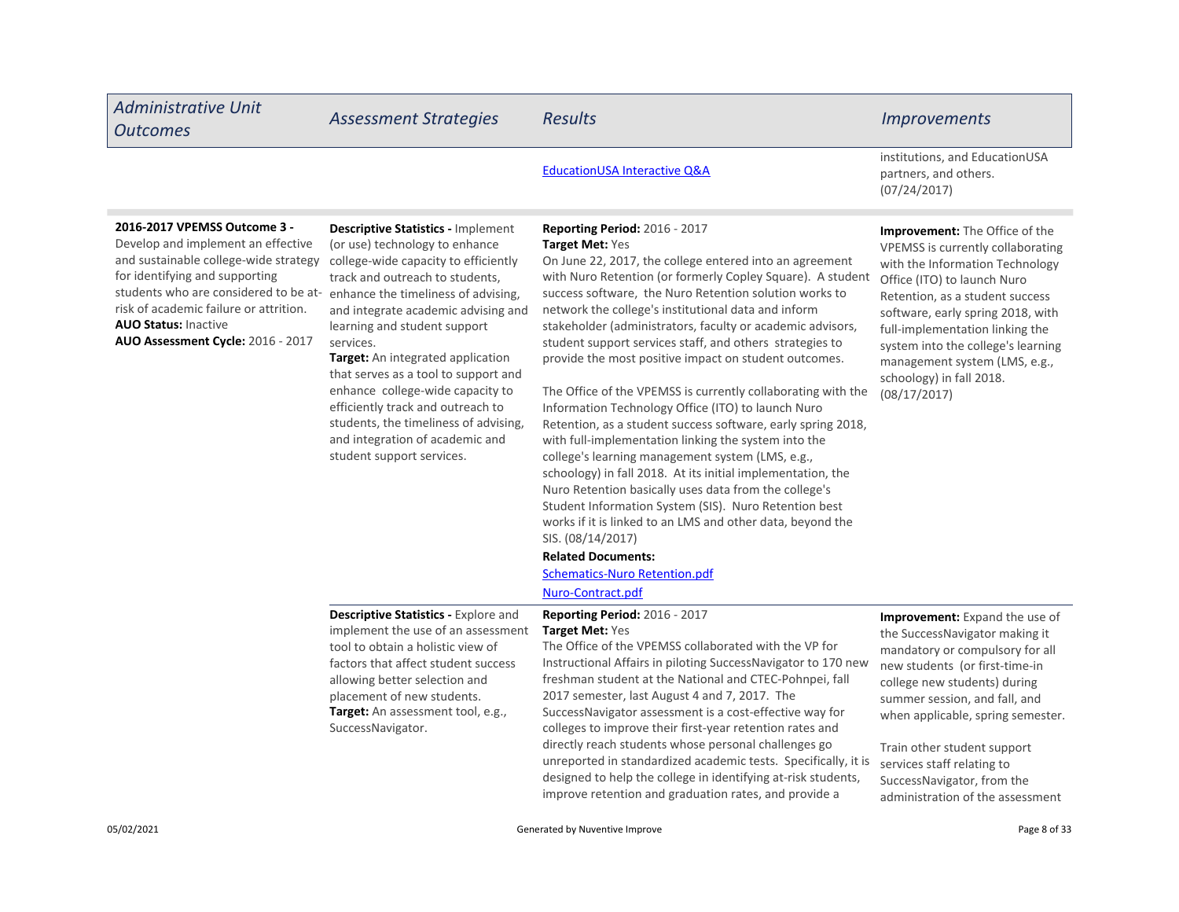| Administrative Unit Outcomes | Assessment Strategies | Results | Improvements |
|---|---|---|---|
| | | [EducationUSA Interactive Q&A]() | institutions, and EducationUSA partners, and others. (07/24/2017) |
| **2016-2017 VPEMSS Outcome 3 -** Develop and implement an effective and sustainable college-wide strategy for identifying and supporting students who are considered to be at-risk of academic failure or attrition.<br>**AUO Status:** Inactive<br>**AUO Assessment Cycle:** 2016 - 2017 | **Descriptive Statistics -** Implement (or use) technology to enhance college-wide capacity to efficiently track and outreach to students, enhance the timeliness of advising, and integrate academic advising and learning and student support services.<br>**Target:** An integrated application that serves as a tool to support and enhance college-wide capacity to efficiently track and outreach to students, the timeliness of advising, and integration of academic and student support services. | **Reporting Period:** 2016 - 2017<br>**Target Met:** Yes<br>On June 22, 2017, the college entered into an agreement with Nuro Retention (or formerly Copley Square). A student success software, the Nuro Retention solution works to network the college's institutional data and inform stakeholder (administrators, faculty or academic advisors, student support services staff, and others strategies to provide the most positive impact on student outcomes.<br><br>The Office of the VPEMSS is currently collaborating with the Information Technology Office (ITO) to launch Nuro Retention, as a student success software, early spring 2018, with full-implementation linking the system into the college's learning management system (LMS, e.g., schoology) in fall 2018. At its initial implementation, the Nuro Retention basically uses data from the college's Student Information System (SIS). Nuro Retention best works if it is linked to an LMS and other data, beyond the SIS. (08/14/2017)<br>**Related Documents:**<br>[Schematics-Nuro Retention.pdf]()<br>[Nuro-Contract.pdf]() | **Improvement:** The Office of the VPEMSS is currently collaborating with the Information Technology Office (ITO) to launch Nuro Retention, as a student success software, early spring 2018, with full-implementation linking the system into the college's learning management system (LMS, e.g., schoology) in fall 2018. (08/17/2017) |
| | **Descriptive Statistics -** Explore and implement the use of an assessment tool to obtain a holistic view of factors that affect student success allowing better selection and placement of new students.<br>**Target:** An assessment tool, e.g., SuccessNavigator. | **Reporting Period:** 2016 - 2017<br>**Target Met:** Yes<br>The Office of the VPEMSS collaborated with the VP for Instructional Affairs in piloting SuccessNavigator to 170 new freshman student at the National and CTEC-Pohnpei, fall 2017 semester, last August 4 and 7, 2017. The SuccessNavigator assessment is a cost-effective way for colleges to improve their first-year retention rates and directly reach students whose personal challenges go unreported in standardized academic tests. Specifically, it is designed to help the college in identifying at-risk students, improve retention and graduation rates, and provide a | **Improvement:** Expand the use of the SuccessNavigator making it mandatory or compulsory for all new students (or first-time-in college new students) during summer session, and fall, and when applicable, spring semester.<br><br>Train other student support services staff relating to SuccessNavigator, from the administration of the assessment |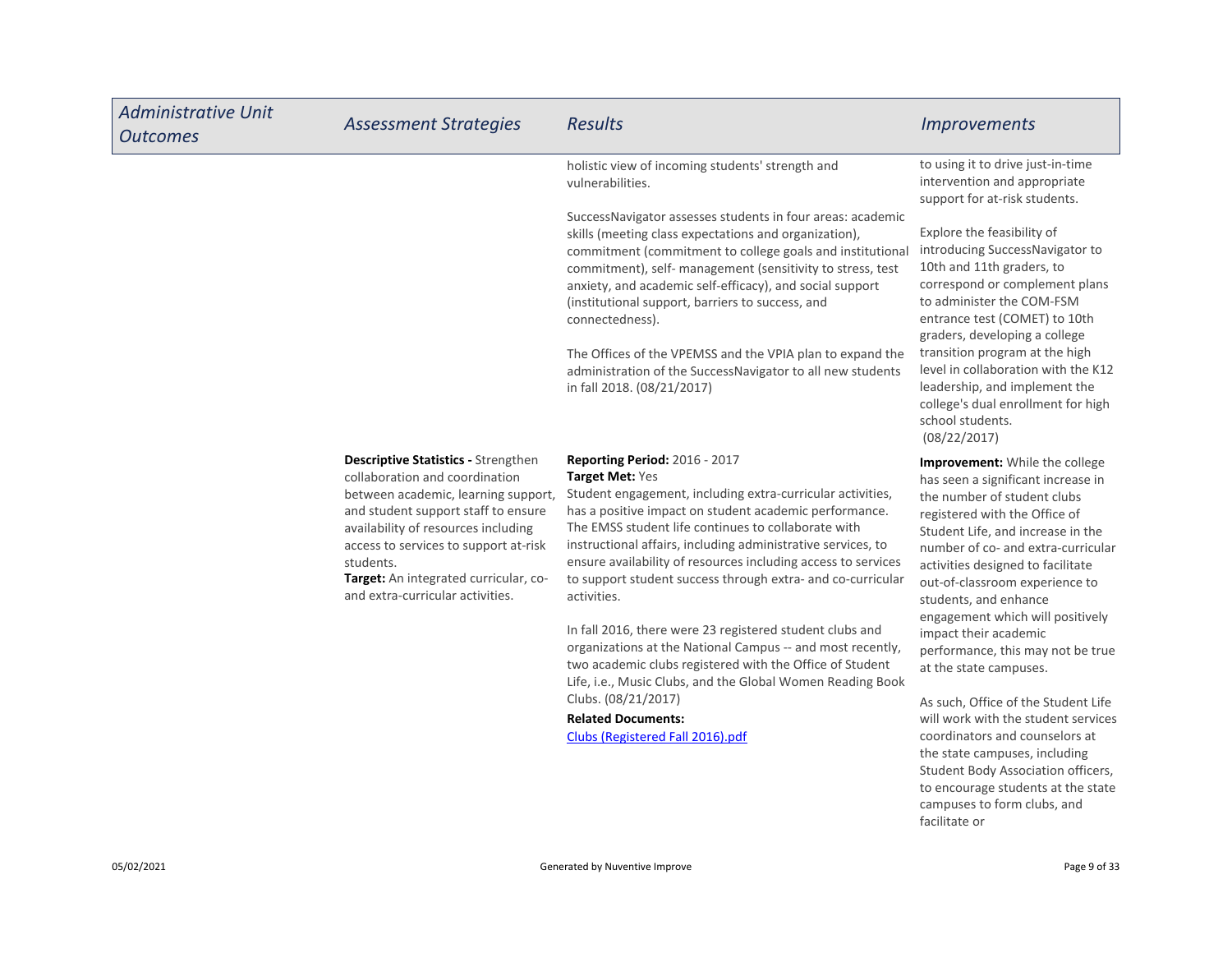| Administrative Unit Outcomes | Assessment Strategies | Results | Improvements |
|---|---|---|---|
| | | holistic view of incoming students' strength and vulnerabilities.<br><br>SuccessNavigator assesses students in four areas: academic skills (meeting class expectations and organization), commitment (commitment to college goals and institutional commitment), self- management (sensitivity to stress, test anxiety, and academic self-efficacy), and social support (institutional support, barriers to success, and connectedness).<br><br>The Offices of the VPEMSS and the VPIA plan to expand the administration of the SuccessNavigator to all new students in fall 2018. (08/21/2017) | to using it to drive just-in-time intervention and appropriate support for at-risk students.<br><br>Explore the feasibility of introducing SuccessNavigator to 10th and 11th graders, to correspond or complement plans to administer the COM-FSM entrance test (COMET) to 10th graders, developing a college transition program at the high level in collaboration with the K12 leadership, and implement the college's dual enrollment for high school students.<br>(08/22/2017) |
| | **Descriptive Statistics -** Strengthen collaboration and coordination between academic, learning support, and student support staff to ensure availability of resources including access to services to support at-risk students.<br>**Target:** An integrated curricular, co- and extra-curricular activities. | **Reporting Period:** 2016 - 2017<br>**Target Met:** Yes<br>Student engagement, including extra-curricular activities, has a positive impact on student academic performance. The EMSS student life continues to collaborate with instructional affairs, including administrative services, to ensure availability of resources including access to services to support student success through extra- and co-curricular activities.<br><br>In fall 2016, there were 23 registered student clubs and organizations at the National Campus -- and most recently, two academic clubs registered with the Office of Student Life, i.e., Music Clubs, and the Global Women Reading Book Clubs. (08/21/2017)<br>**Related Documents:**<br>Clubs (Registered Fall 2016).pdf | **Improvement:** While the college has seen a significant increase in the number of student clubs registered with the Office of Student Life, and increase in the number of co- and extra-curricular activities designed to facilitate out-of-classroom experience to students, and enhance engagement which will positively impact their academic performance, this may not be true at the state campuses.<br><br>As such, Office of the Student Life will work with the student services coordinators and counselors at the state campuses, including Student Body Association officers, to encourage students at the state campuses to form clubs, and facilitate or |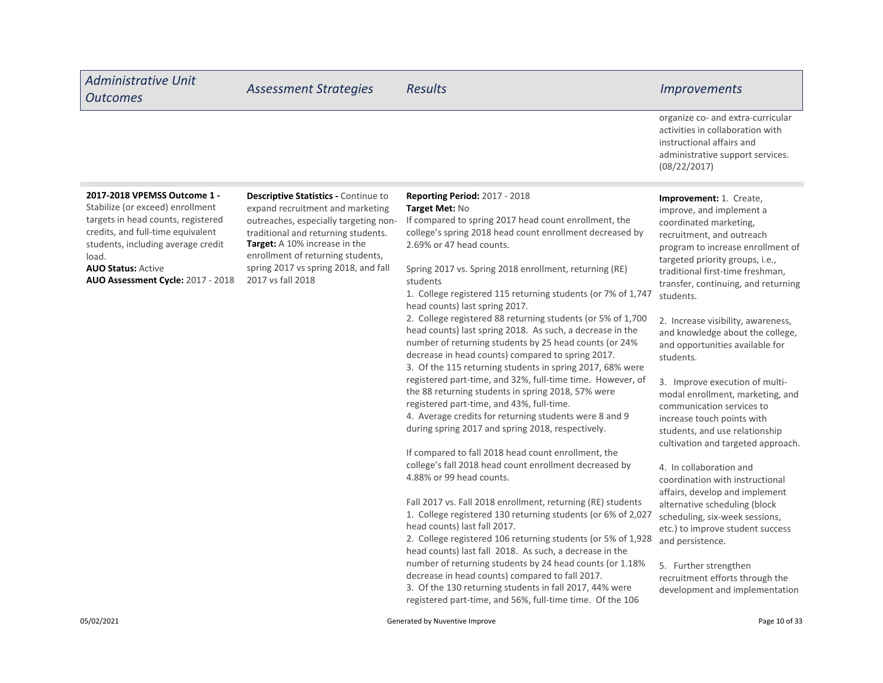| Administrative Unit Outcomes | Assessment Strategies | Results | Improvements |
|---|---|---|---|
| | | | organize co- and extra-curricular activities in collaboration with instructional affairs and administrative support services. (08/22/2017) |
| **2017-2018 VPEMSS Outcome 1 -** Stabilize (or exceed) enrollment targets in head counts, registered credits, and full-time equivalent students, including average credit load.<br>**AUO Status:** Active<br>**AUO Assessment Cycle:** 2017 - 2018 | **Descriptive Statistics -** Continue to expand recruitment and marketing outreaches, especially targeting non-traditional and returning students.<br>**Target:** A 10% increase in the enrollment of returning students, spring 2017 vs spring 2018, and fall 2017 vs fall 2018 | **Reporting Period:** 2017 - 2018<br>**Target Met:** No<br>If compared to spring 2017 head count enrollment, the college's spring 2018 head count enrollment decreased by 2.69% or 47 head counts.<br><br>Spring 2017 vs. Spring 2018 enrollment, returning (RE) students<br>1. College registered 115 returning students (or 7% of 1,747 head counts) last spring 2017.<br>2. College registered 88 returning students (or 5% of 1,700 head counts) last spring 2018. As such, a decrease in the number of returning students by 25 head counts (or 24% decrease in head counts) compared to spring 2017.<br>3. Of the 115 returning students in spring 2017, 68% were registered part-time, and 32%, full-time time. However, of the 88 returning students in spring 2018, 57% were registered part-time, and 43%, full-time.<br>4. Average credits for returning students were 8 and 9 during spring 2017 and spring 2018, respectively.<br><br>If compared to fall 2018 head count enrollment, the college's fall 2018 head count enrollment decreased by 4.88% or 99 head counts.<br><br>Fall 2017 vs. Fall 2018 enrollment, returning (RE) students<br>1. College registered 130 returning students (or 6% of 2,027 head counts) last fall 2017.<br>2. College registered 106 returning students (or 5% of 1,928 head counts) last fall 2018. As such, a decrease in the number of returning students by 24 head counts (or 1.18% decrease in head counts) compared to fall 2017.<br>3. Of the 130 returning students in fall 2017, 44% were registered part-time, and 56%, full-time time. Of the 106 | **Improvement:** 1. Create, improve, and implement a coordinated marketing, recruitment, and outreach program to increase enrollment of targeted priority groups, i.e., traditional first-time freshman, transfer, continuing, and returning students.<br><br>2. Increase visibility, awareness, and knowledge about the college, and opportunities available for students.<br><br>3. Improve execution of multi-modal enrollment, marketing, and communication services to increase touch points with students, and use relationship cultivation and targeted approach.<br><br>4. In collaboration and coordination with instructional affairs, develop and implement alternative scheduling (block scheduling, six-week sessions, etc.) to improve student success and persistence.<br><br>5. Further strengthen recruitment efforts through the development and implementation |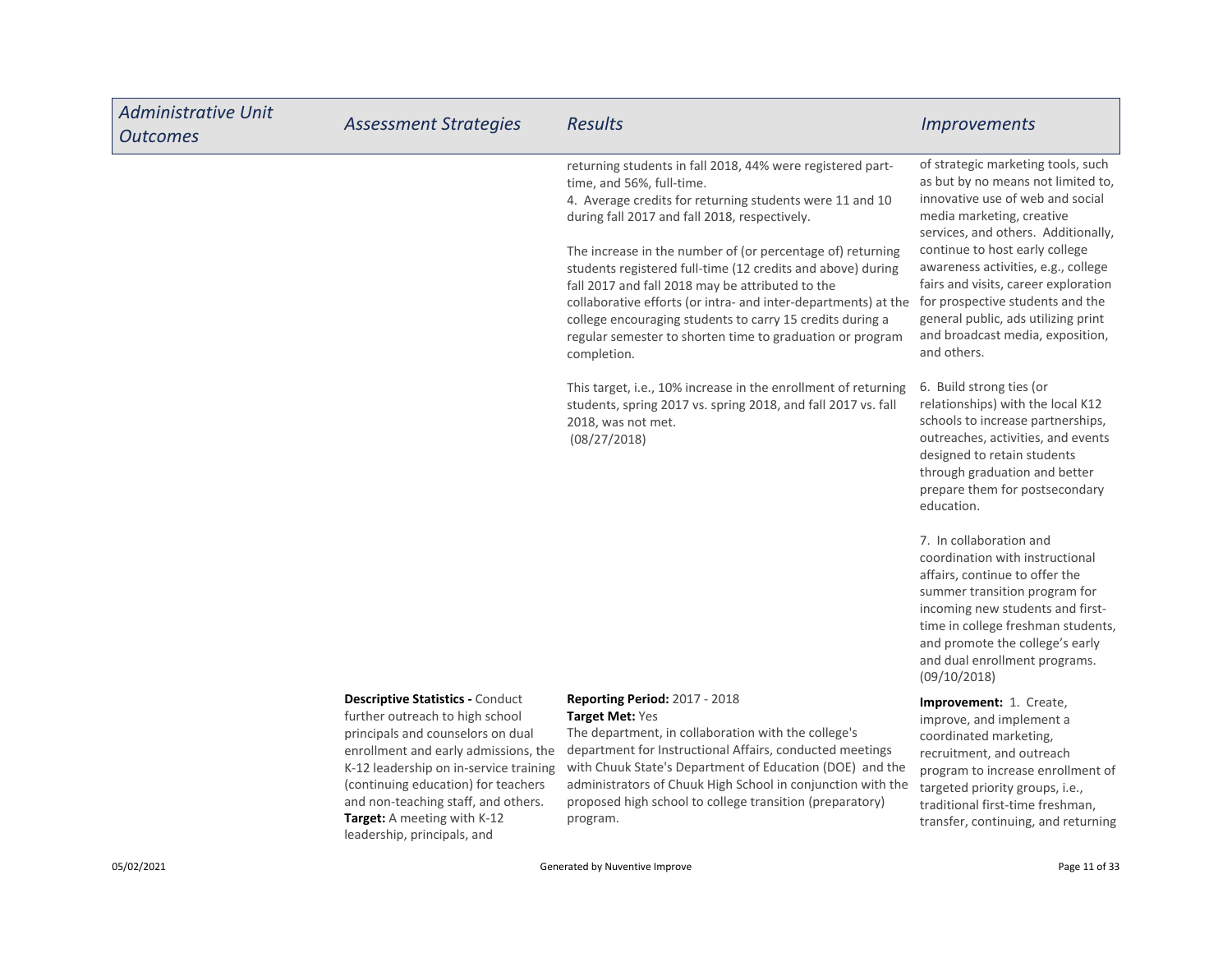| Administrative Unit Outcomes | Assessment Strategies | Results | Improvements |
|---|---|---|---|
| | | returning students in fall 2018, 44% were registered part-time, and 56%, full-time.<br>4. Average credits for returning students were 11 and 10 during fall 2017 and fall 2018, respectively.<br><br>The increase in the number of (or percentage of) returning students registered full-time (12 credits and above) during fall 2017 and fall 2018 may be attributed to the collaborative efforts (or intra- and inter-departments) at the college encouraging students to carry 15 credits during a regular semester to shorten time to graduation or program completion.<br><br>This target, i.e., 10% increase in the enrollment of returning students, spring 2017 vs. spring 2018, and fall 2017 vs. fall 2018, was not met.<br>(08/27/2018) | of strategic marketing tools, such as but by no means not limited to, innovative use of web and social media marketing, creative services, and others. Additionally, continue to host early college awareness activities, e.g., college fairs and visits, career exploration for prospective students and the general public, ads utilizing print and broadcast media, exposition, and others.<br><br>6. Build strong ties (or relationships) with the local K12 schools to increase partnerships, outreaches, activities, and events designed to retain students through graduation and better prepare them for postsecondary education.<br><br>7. In collaboration and coordination with instructional affairs, continue to offer the summer transition program for incoming new students and first-time in college freshman students, and promote the college's early and dual enrollment programs.<br>(09/10/2018) |
| | **Descriptive Statistics -** Conduct further outreach to high school principals and counselors on dual enrollment and early admissions, the K-12 leadership on in-service training (continuing education) for teachers and non-teaching staff, and others.<br>**Target:** A meeting with K-12 leadership, principals, and | **Reporting Period:** 2017 - 2018<br>**Target Met:** Yes<br>The department, in collaboration with the college's department for Instructional Affairs, conducted meetings with Chuuk State's Department of Education (DOE) and the administrators of Chuuk High School in conjunction with the proposed high school to college transition (preparatory) program. | **Improvement:** 1. Create, improve, and implement a coordinated marketing, recruitment, and outreach program to increase enrollment of targeted priority groups, i.e., traditional first-time freshman, transfer, continuing, and returning |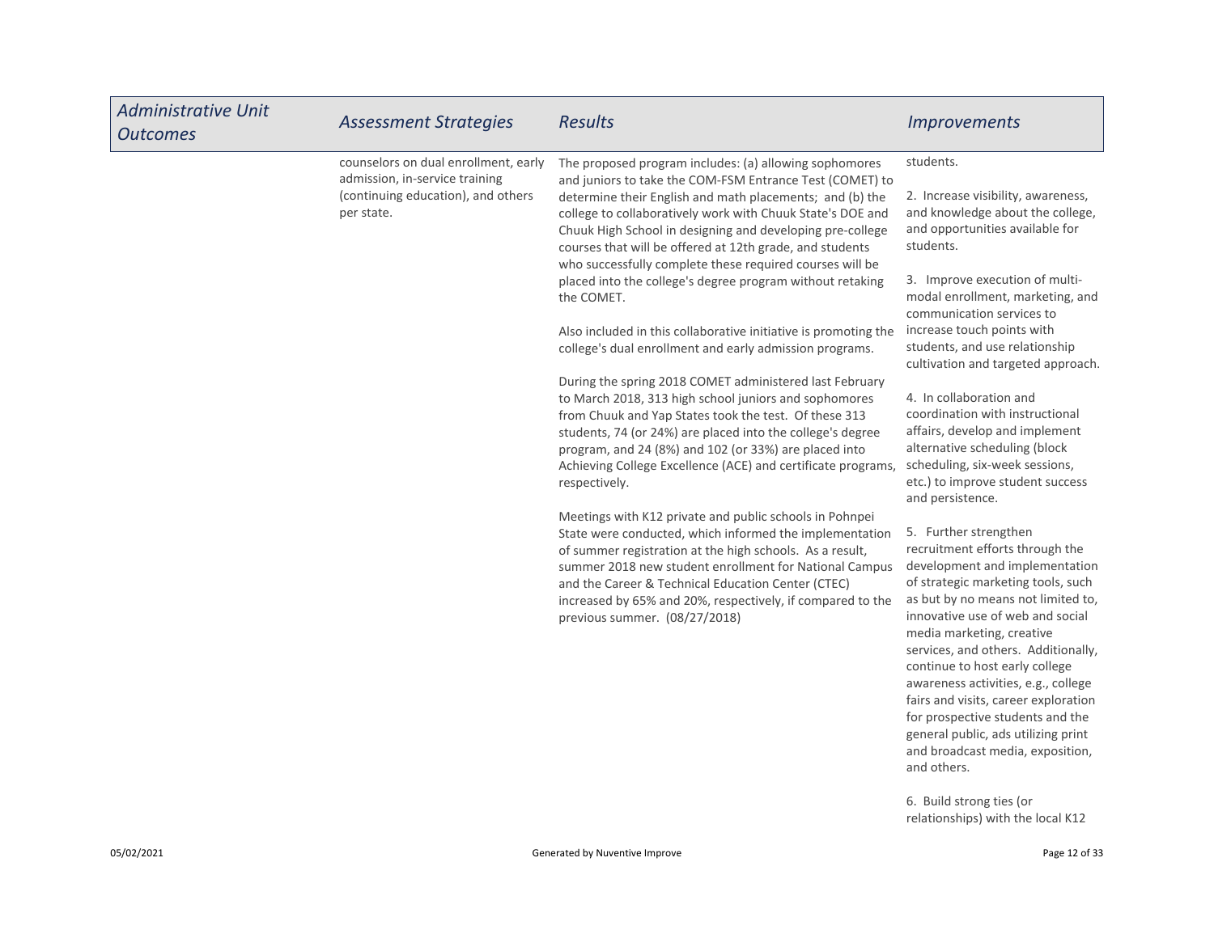| Administrative Unit Outcomes | Assessment Strategies | Results | Improvements |
|---|---|---|---|
| | counselors on dual enrollment, early admission, in-service training (continuing education), and others per state. | The proposed program includes: (a) allowing sophomores and juniors to take the COM-FSM Entrance Test (COMET) to determine their English and math placements; and (b) the college to collaboratively work with Chuuk State's DOE and Chuuk High School in designing and developing pre-college courses that will be offered at 12th grade, and students who successfully complete these required courses will be placed into the college's degree program without retaking the COMET.<br><br>Also included in this collaborative initiative is promoting the college's dual enrollment and early admission programs.<br><br>During the spring 2018 COMET administered last February to March 2018, 313 high school juniors and sophomores from Chuuk and Yap States took the test. Of these 313 students, 74 (or 24%) are placed into the college's degree program, and 24 (8%) and 102 (or 33%) are placed into Achieving College Excellence (ACE) and certificate programs, respectively.<br><br>Meetings with K12 private and public schools in Pohnpei State were conducted, which informed the implementation of summer registration at the high schools. As a result, summer 2018 new student enrollment for National Campus and the Career & Technical Education Center (CTEC) increased by 65% and 20%, respectively, if compared to the previous summer. (08/27/2018) | students.<br><br>2. Increase visibility, awareness, and knowledge about the college, and opportunities available for students.<br><br>3. Improve execution of multi-modal enrollment, marketing, and communication services to increase touch points with students, and use relationship cultivation and targeted approach.<br><br>4. In collaboration and coordination with instructional affairs, develop and implement alternative scheduling (block scheduling, six-week sessions, etc.) to improve student success and persistence.<br><br>5. Further strengthen recruitment efforts through the development and implementation of strategic marketing tools, such as but by no means not limited to, innovative use of web and social media marketing, creative services, and others. Additionally, continue to host early college awareness activities, e.g., college fairs and visits, career exploration for prospective students and the general public, ads utilizing print and broadcast media, exposition, and others.<br><br>6. Build strong ties (or relationships) with the local K12 |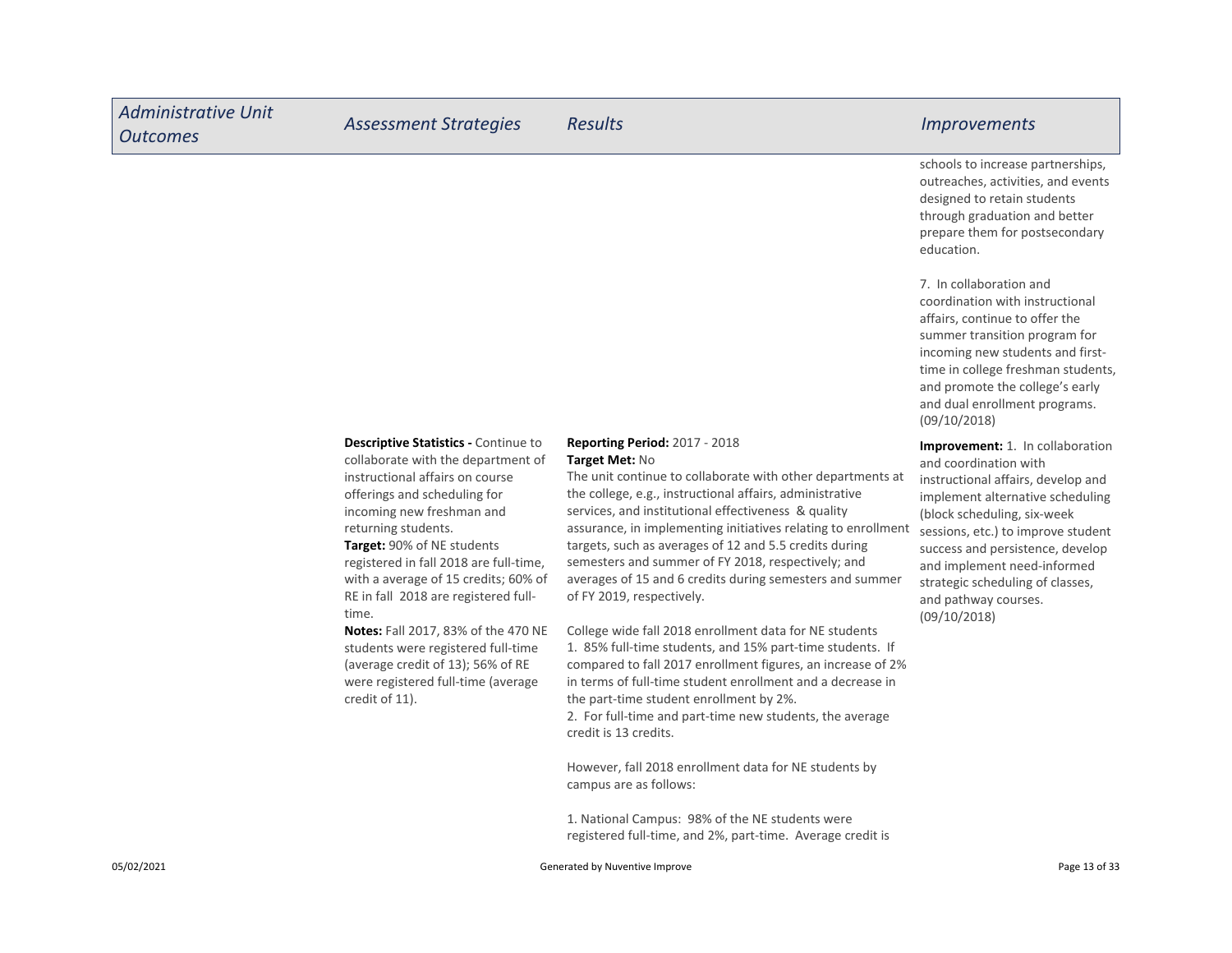| Administrative Unit Outcomes | Assessment Strategies | Results | Improvements |
|---|---|---|---|
| | | | schools to increase partnerships, outreaches, activities, and events designed to retain students through graduation and better prepare them for postsecondary education.<br><br>7. In collaboration and coordination with instructional affairs, continue to offer the summer transition program for incoming new students and first-time in college freshman students, and promote the college's early and dual enrollment programs. (09/10/2018) |
| | **Descriptive Statistics -** Continue to collaborate with the department of instructional affairs on course offerings and scheduling for incoming new freshman and returning students.<br>**Target:** 90% of NE students registered in fall 2018 are full-time, with a average of 15 credits; 60% of RE in fall 2018 are registered full-time.<br>**Notes:** Fall 2017, 83% of the 470 NE students were registered full-time (average credit of 13); 56% of RE were registered full-time (average credit of 11). | **Reporting Period:** 2017 - 2018<br>**Target Met:** No<br>The unit continue to collaborate with other departments at the college, e.g., instructional affairs, administrative services, and institutional effectiveness & quality assurance, in implementing initiatives relating to enrollment targets, such as averages of 12 and 5.5 credits during semesters and summer of FY 2018, respectively; and averages of 15 and 6 credits during semesters and summer of FY 2019, respectively.<br><br>College wide fall 2018 enrollment data for NE students<br>1. 85% full-time students, and 15% part-time students. If compared to fall 2017 enrollment figures, an increase of 2% in terms of full-time student enrollment and a decrease in the part-time student enrollment by 2%.<br>2. For full-time and part-time new students, the average credit is 13 credits.<br><br>However, fall 2018 enrollment data for NE students by campus are as follows:<br><br>1. National Campus: 98% of the NE students were registered full-time, and 2%, part-time. Average credit is | **Improvement:** 1. In collaboration and coordination with instructional affairs, develop and implement alternative scheduling (block scheduling, six-week sessions, etc.) to improve student success and persistence, develop and implement need-informed strategic scheduling of classes, and pathway courses. (09/10/2018) |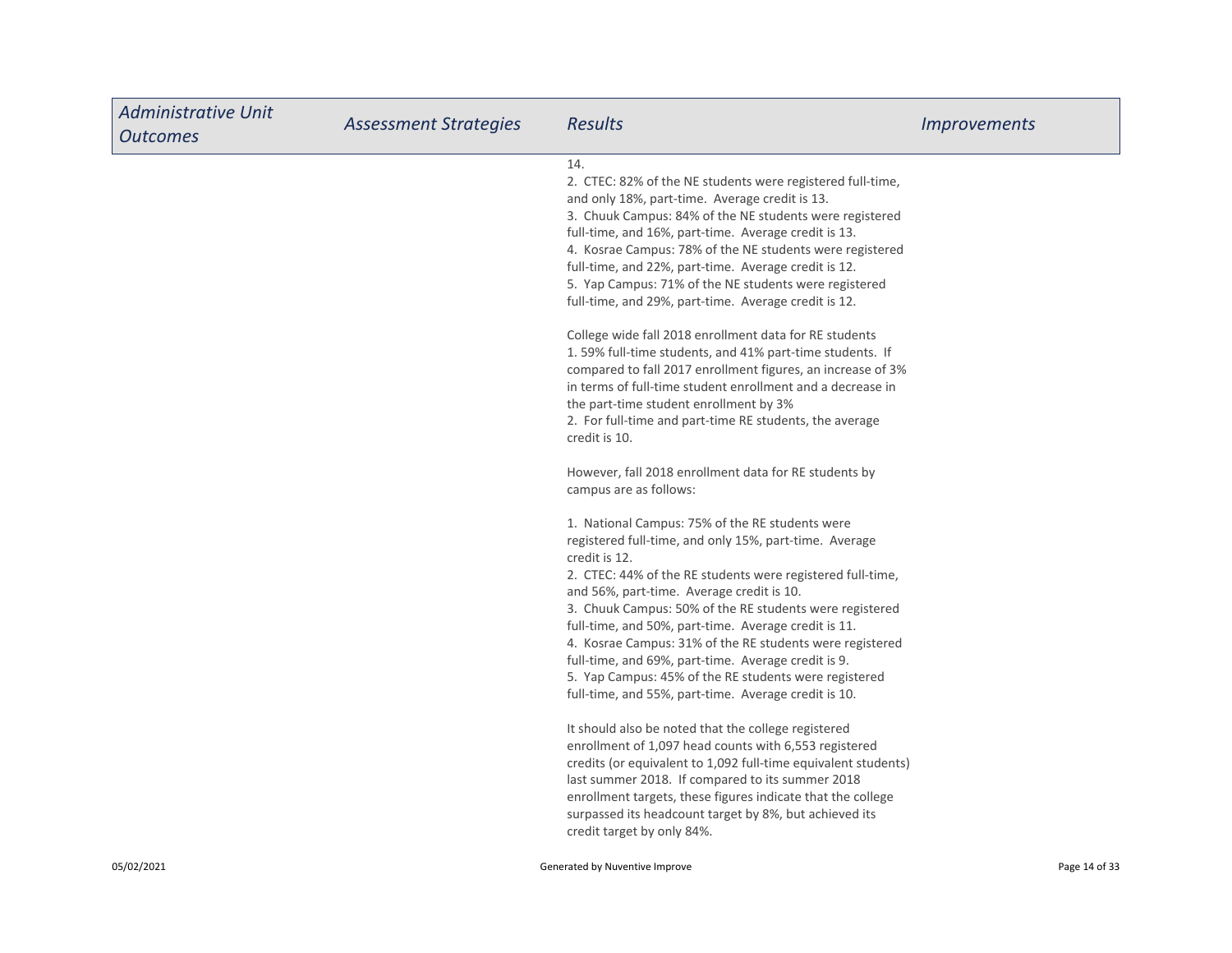| Administrative Unit Outcomes | Assessment Strategies | Results | Improvements |
|---|---|---|---|
| | | 14.<br>2. CTEC: 82% of the NE students were registered full-time, and only 18%, part-time. Average credit is 13.<br>3. Chuuk Campus: 84% of the NE students were registered full-time, and 16%, part-time. Average credit is 13.<br>4. Kosrae Campus: 78% of the NE students were registered full-time, and 22%, part-time. Average credit is 12.<br>5. Yap Campus: 71% of the NE students were registered full-time, and 29%, part-time. Average credit is 12.<br><br>College wide fall 2018 enrollment data for RE students<br>1. 59% full-time students, and 41% part-time students. If compared to fall 2017 enrollment figures, an increase of 3% in terms of full-time student enrollment and a decrease in the part-time student enrollment by 3%<br>2. For full-time and part-time RE students, the average credit is 10.<br><br>However, fall 2018 enrollment data for RE students by campus are as follows:<br><br>1. National Campus: 75% of the RE students were registered full-time, and only 15%, part-time. Average credit is 12.<br>2. CTEC: 44% of the RE students were registered full-time, and 56%, part-time. Average credit is 10.<br>3. Chuuk Campus: 50% of the RE students were registered full-time, and 50%, part-time. Average credit is 11.<br>4. Kosrae Campus: 31% of the RE students were registered full-time, and 69%, part-time. Average credit is 9.<br>5. Yap Campus: 45% of the RE students were registered full-time, and 55%, part-time. Average credit is 10.<br><br>It should also be noted that the college registered enrollment of 1,097 head counts with 6,553 registered credits (or equivalent to 1,092 full-time equivalent students) last summer 2018. If compared to its summer 2018 enrollment targets, these figures indicate that the college surpassed its headcount target by 8%, but achieved its credit target by only 84%. | |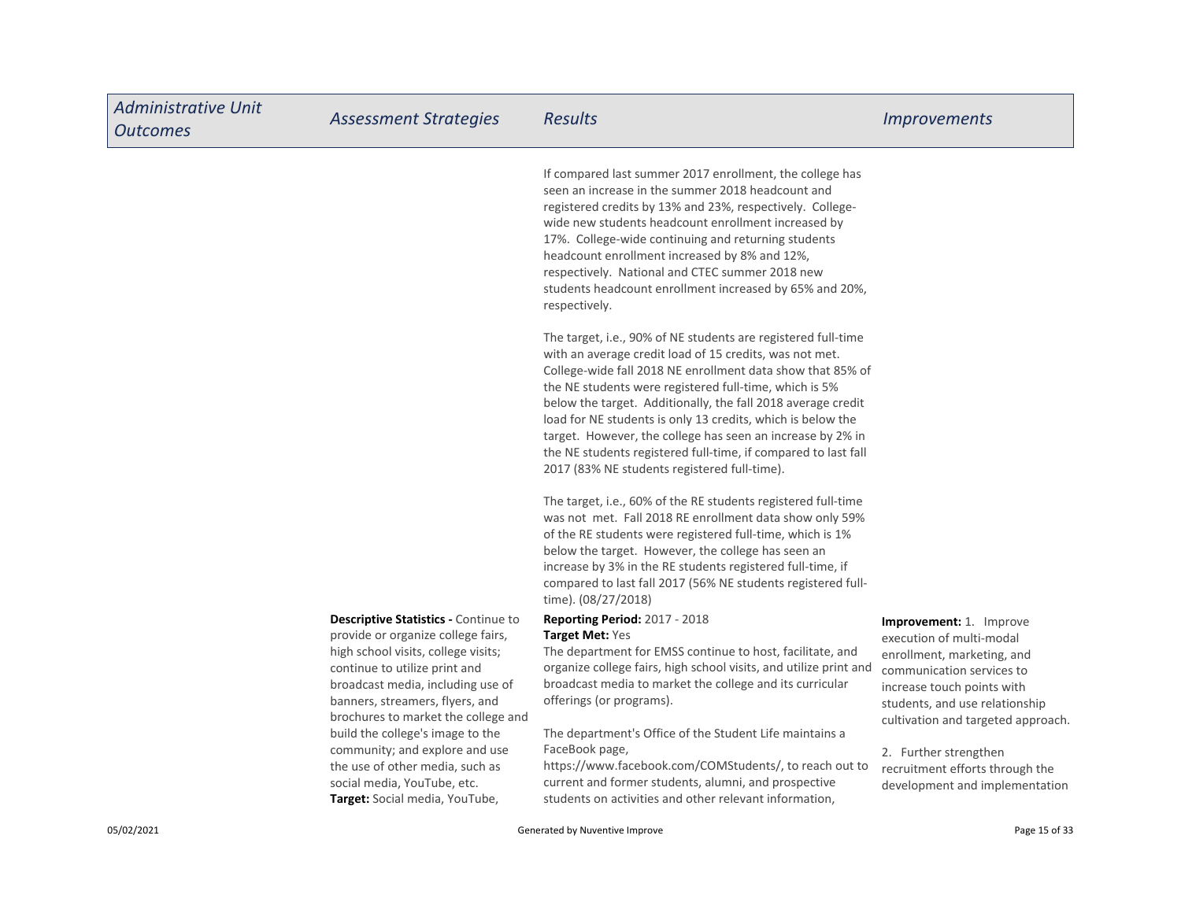| Administrative Unit Outcomes | Assessment Strategies | Results | Improvements |
| --- | --- | --- | --- |
| | | If compared last summer 2017 enrollment, the college has seen an increase in the summer 2018 headcount and registered credits by 13% and 23%, respectively. College-wide new students headcount enrollment increased by 17%. College-wide continuing and returning students headcount enrollment increased by 8% and 12%, respectively. National and CTEC summer 2018 new students headcount enrollment increased by 65% and 20%, respectively.<br><br>The target, i.e., 90% of NE students are registered full-time with an average credit load of 15 credits, was not met. College-wide fall 2018 NE enrollment data show that 85% of the NE students were registered full-time, which is 5% below the target. Additionally, the fall 2018 average credit load for NE students is only 13 credits, which is below the target. However, the college has seen an increase by 2% in the NE students registered full-time, if compared to last fall 2017 (83% NE students registered full-time).<br><br>The target, i.e., 60% of the RE students registered full-time was not met. Fall 2018 RE enrollment data show only 59% of the RE students were registered full-time, which is 1% below the target. However, the college has seen an increase by 3% in the RE students registered full-time, if compared to last fall 2017 (56% NE students registered full-time). (08/27/2018) | |
| | **Descriptive Statistics -** Continue to provide or organize college fairs, high school visits, college visits; continue to utilize print and broadcast media, including use of banners, streamers, flyers, and brochures to market the college and build the college's image to the community; and explore and use the use of other media, such as social media, YouTube, etc.<br>**Target:** Social media, YouTube, | **Reporting Period:** 2017 - 2018<br>**Target Met:** Yes<br>The department for EMSS continue to host, facilitate, and organize college fairs, high school visits, and utilize print and broadcast media to market the college and its curricular offerings (or programs).<br><br>The department's Office of the Student Life maintains a FaceBook page, https://www.facebook.com/COMStudents/, to reach out to current and former students, alumni, and prospective students on activities and other relevant information, | **Improvement:** 1. Improve execution of multi-modal enrollment, marketing, and communication services to increase touch points with students, and use relationship cultivation and targeted approach.<br><br>2. Further strengthen recruitment efforts through the development and implementation |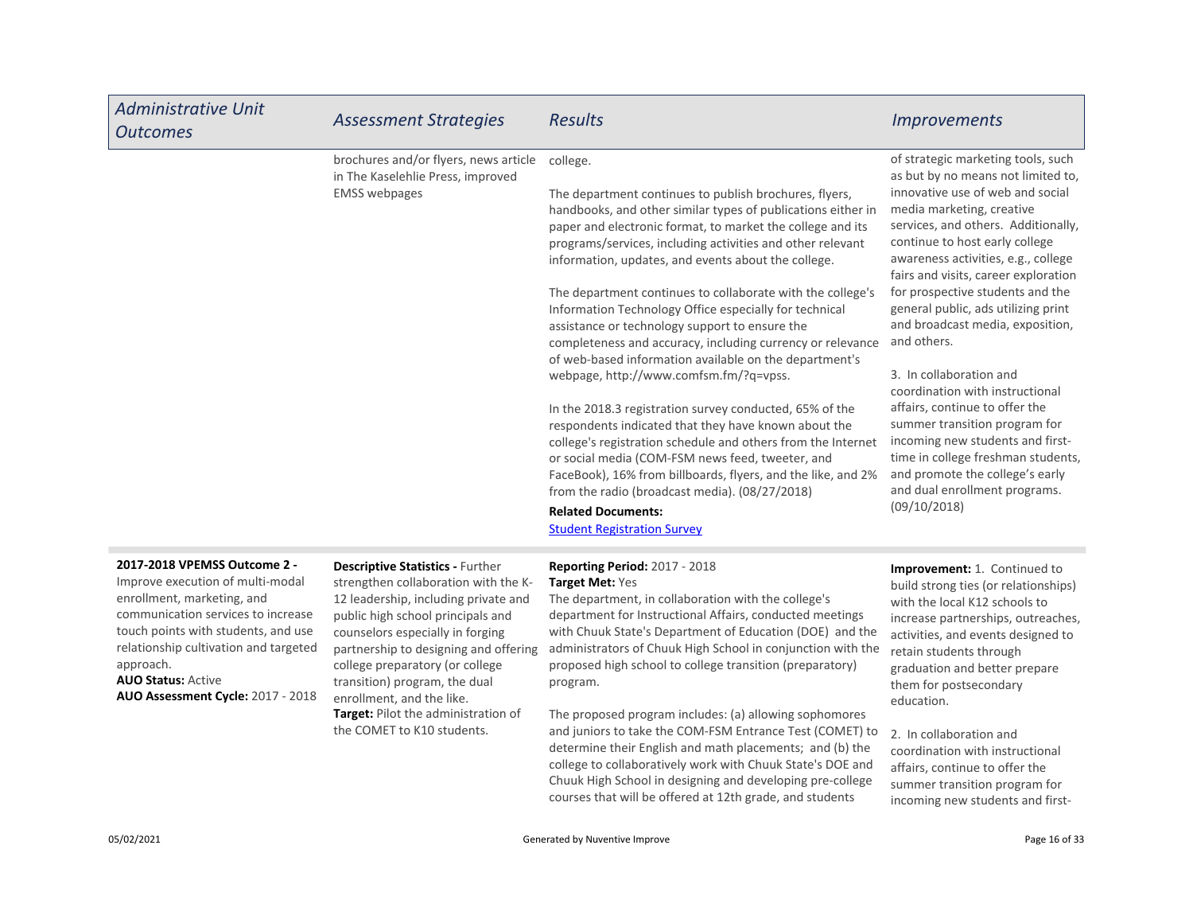| Administrative Unit Outcomes | Assessment Strategies | Results | Improvements |
| --- | --- | --- | --- |
| | brochures and/or flyers, news article in The Kaselehlie Press, improved EMSS webpages | college.<br><br>The department continues to publish brochures, flyers, handbooks, and other similar types of publications either in paper and electronic format, to market the college and its programs/services, including activities and other relevant information, updates, and events about the college.<br><br>The department continues to collaborate with the college's Information Technology Office especially for technical assistance or technology support to ensure the completeness and accuracy, including currency or relevance of web-based information available on the department's webpage, http://www.comfsm.fm/?q=vpss.<br><br>In the 2018.3 registration survey conducted, 65% of the respondents indicated that they have known about the college's registration schedule and others from the Internet or social media (COM-FSM news feed, tweeter, and FaceBook), 16% from billboards, flyers, and the like, and 2% from the radio (broadcast media). (08/27/2018)<br>**Related Documents:**<br>[Student Registration Survey]() | of strategic marketing tools, such as but by no means not limited to, innovative use of web and social media marketing, creative services, and others. Additionally, continue to host early college awareness activities, e.g., college fairs and visits, career exploration for prospective students and the general public, ads utilizing print and broadcast media, exposition, and others.<br><br>3. In collaboration and coordination with instructional affairs, continue to offer the summer transition program for incoming new students and first-time in college freshman students, and promote the college's early and dual enrollment programs. (09/10/2018) |
| **2017-2018 VPEMSS Outcome 2 -** Improve execution of multi-modal enrollment, marketing, and communication services to increase touch points with students, and use relationship cultivation and targeted approach.<br>**AUO Status:** Active<br>**AUO Assessment Cycle:** 2017 - 2018 | **Descriptive Statistics -** Further strengthen collaboration with the K-12 leadership, including private and public high school principals and counselors especially in forging partnership to designing and offering college preparatory (or college transition) program, the dual enrollment, and the like.<br>**Target:** Pilot the administration of the COMET to K10 students. | **Reporting Period:** 2017 - 2018<br>**Target Met:** Yes<br>The department, in collaboration with the college's department for Instructional Affairs, conducted meetings with Chuuk State's Department of Education (DOE) and the administrators of Chuuk High School in conjunction with the proposed high school to college transition (preparatory) program.<br><br>The proposed program includes: (a) allowing sophomores and juniors to take the COM-FSM Entrance Test (COMET) to determine their English and math placements; and (b) the college to collaboratively work with Chuuk State's DOE and Chuuk High School in designing and developing pre-college courses that will be offered at 12th grade, and students | **Improvement:** 1. Continued to build strong ties (or relationships) with the local K12 schools to increase partnerships, outreaches, activities, and events designed to retain students through graduation and better prepare them for postsecondary education.<br><br>2. In collaboration and coordination with instructional affairs, continue to offer the summer transition program for incoming new students and first- |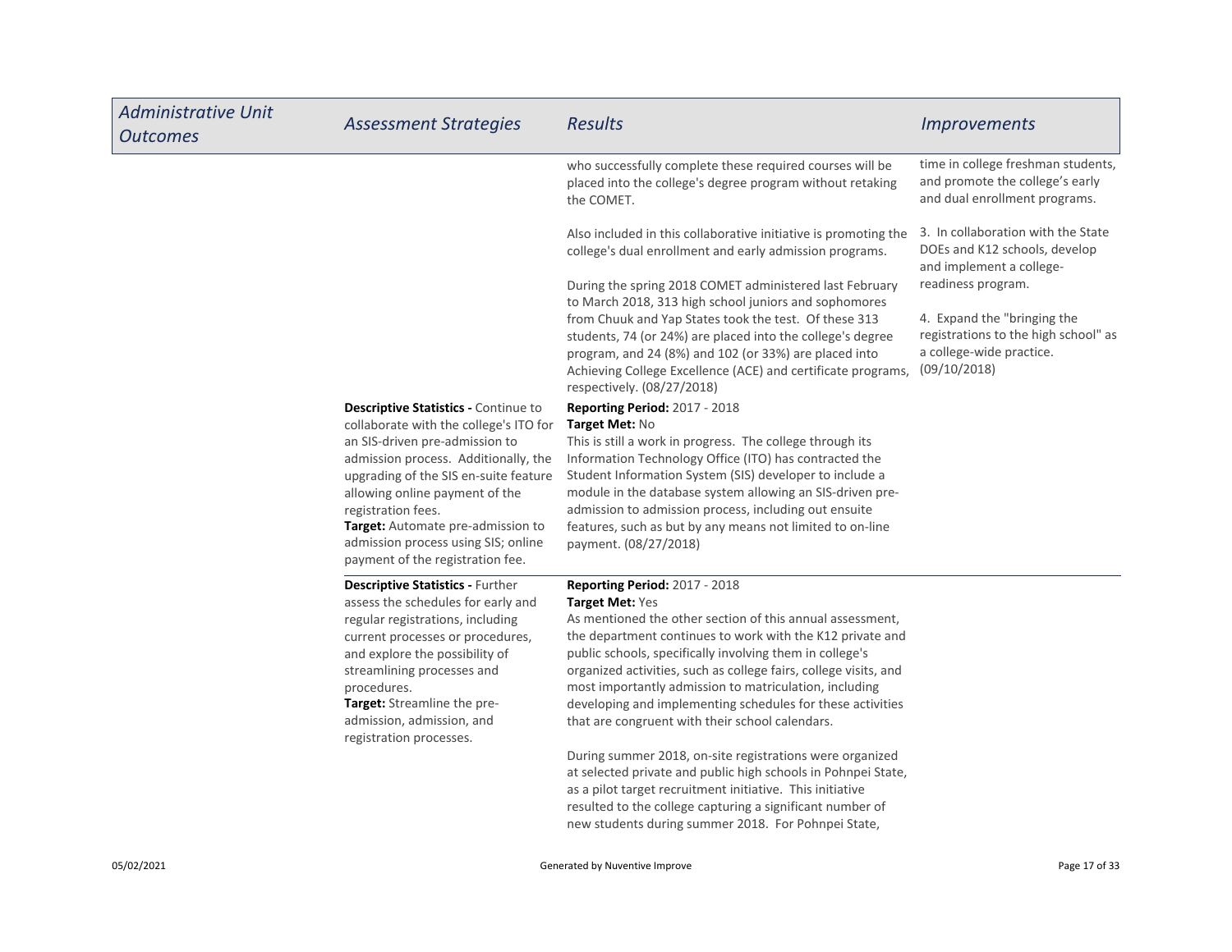| Administrative Unit Outcomes | Assessment Strategies | Results | Improvements |
|---|---|---|---|
| | | who successfully complete these required courses will be placed into the college's degree program without retaking the COMET.<br><br>Also included in this collaborative initiative is promoting the college's dual enrollment and early admission programs.<br><br>During the spring 2018 COMET administered last February to March 2018, 313 high school juniors and sophomores from Chuuk and Yap States took the test. Of these 313 students, 74 (or 24%) are placed into the college's degree program, and 24 (8%) and 102 (or 33%) are placed into Achieving College Excellence (ACE) and certificate programs, respectively. (08/27/2018) | time in college freshman students, and promote the college's early and dual enrollment programs.<br><br>3. In collaboration with the State DOEs and K12 schools, develop and implement a college-readiness program.<br><br>4. Expand the "bringing the registrations to the high school" as a college-wide practice. (09/10/2018) |
| | **Descriptive Statistics -** Continue to collaborate with the college's ITO for an SIS-driven pre-admission to admission process. Additionally, the upgrading of the SIS en-suite feature allowing online payment of the registration fees.<br>**Target:** Automate pre-admission to admission process using SIS; online payment of the registration fee. | **Reporting Period:** 2017 - 2018<br>**Target Met:** No<br>This is still a work in progress. The college through its Information Technology Office (ITO) has contracted the Student Information System (SIS) developer to include a module in the database system allowing an SIS-driven pre-admission to admission process, including out ensuite features, such as but by any means not limited to on-line payment. (08/27/2018) | |
| | **Descriptive Statistics -** Further assess the schedules for early and regular registrations, including current processes or procedures, and explore the possibility of streamlining processes and procedures.<br>**Target:** Streamline the pre-admission, admission, and registration processes. | **Reporting Period:** 2017 - 2018<br>**Target Met:** Yes<br>As mentioned the other section of this annual assessment, the department continues to work with the K12 private and public schools, specifically involving them in college's organized activities, such as college fairs, college visits, and most importantly admission to matriculation, including developing and implementing schedules for these activities that are congruent with their school calendars.<br><br>During summer 2018, on-site registrations were organized at selected private and public high schools in Pohnpei State, as a pilot target recruitment initiative. This initiative resulted to the college capturing a significant number of new students during summer 2018. For Pohnpei State, | |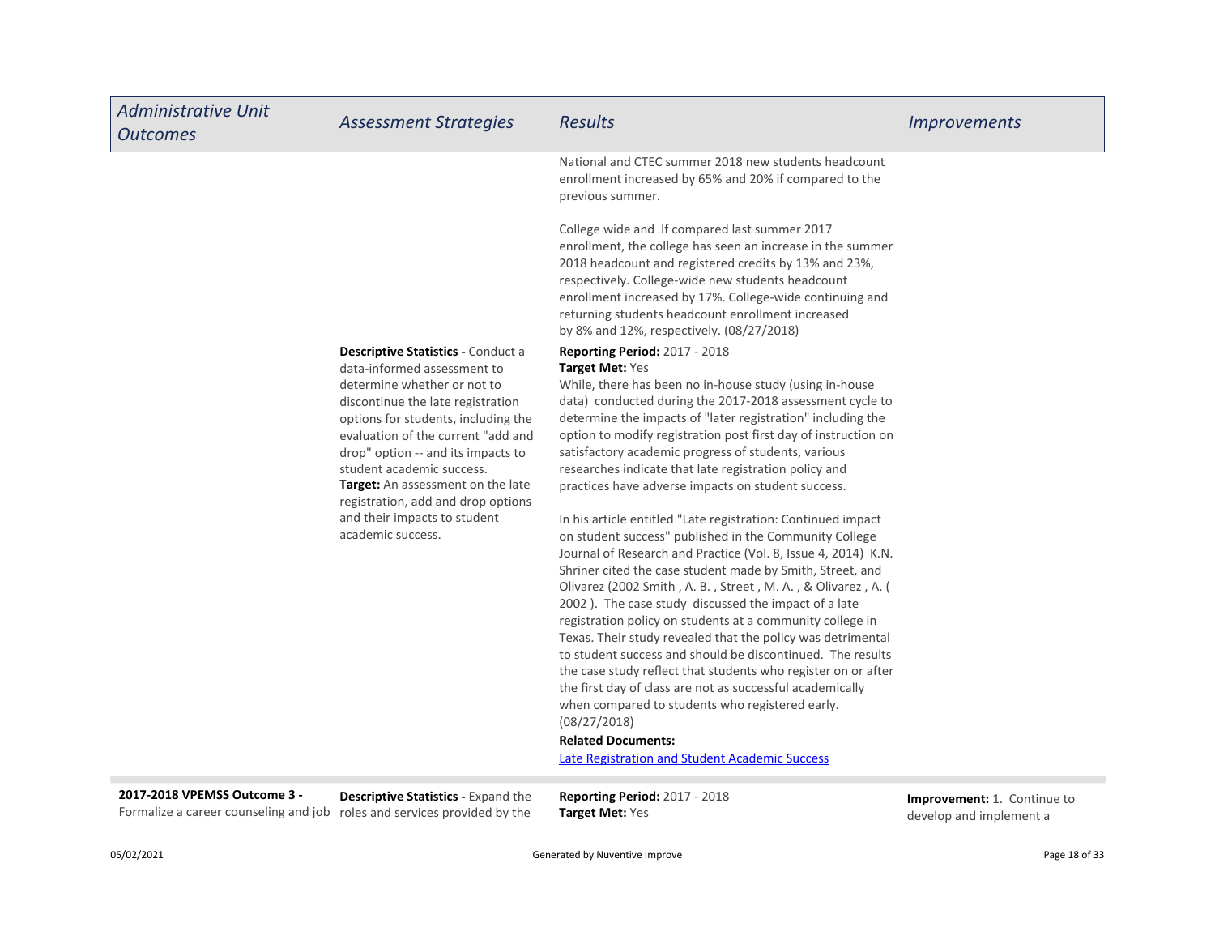| Administrative Unit Outcomes | Assessment Strategies | Results | Improvements |
|---|---|---|---|
| | | National and CTEC summer 2018 new students headcount enrollment increased by 65% and 20% if compared to the previous summer.<br><br>College wide and If compared last summer 2017 enrollment, the college has seen an increase in the summer 2018 headcount and registered credits by 13% and 23%, respectively. College-wide new students headcount enrollment increased by 17%. College-wide continuing and returning students headcount enrollment increased by 8% and 12%, respectively. (08/27/2018) | |
| | **Descriptive Statistics -** Conduct a data-informed assessment to determine whether or not to discontinue the late registration options for students, including the evaluation of the current "add and drop" option -- and its impacts to student academic success.<br>**Target:** An assessment on the late registration, add and drop options and their impacts to student academic success. | **Reporting Period:** 2017 - 2018<br>**Target Met:** Yes<br>While, there has been no in-house study (using in-house data) conducted during the 2017-2018 assessment cycle to determine the impacts of "later registration" including the option to modify registration post first day of instruction on satisfactory academic progress of students, various researches indicate that late registration policy and practices have adverse impacts on student success.<br><br>In his article entitled "Late registration: Continued impact on student success" published in the Community College Journal of Research and Practice (Vol. 8, Issue 4, 2014) K.N. Shriner cited the case student made by Smith, Street, and Olivarez (2002 Smith , A. B. , Street , M. A. , & Olivarez , A. ( 2002 ). The case study discussed the impact of a late registration policy on students at a community college in Texas. Their study revealed that the policy was detrimental to student success and should be discontinued. The results the case study reflect that students who register on or after the first day of class are not as successful academically when compared to students who registered early. (08/27/2018)<br>**Related Documents:**<br>Late Registration and Student Academic Success | |
| **2017-2018 VPEMSS Outcome 3 -** Formalize a career counseling and job | **Descriptive Statistics -** Expand the roles and services provided by the | **Reporting Period:** 2017 - 2018<br>**Target Met:** Yes | **Improvement:** 1. Continue to develop and implement a |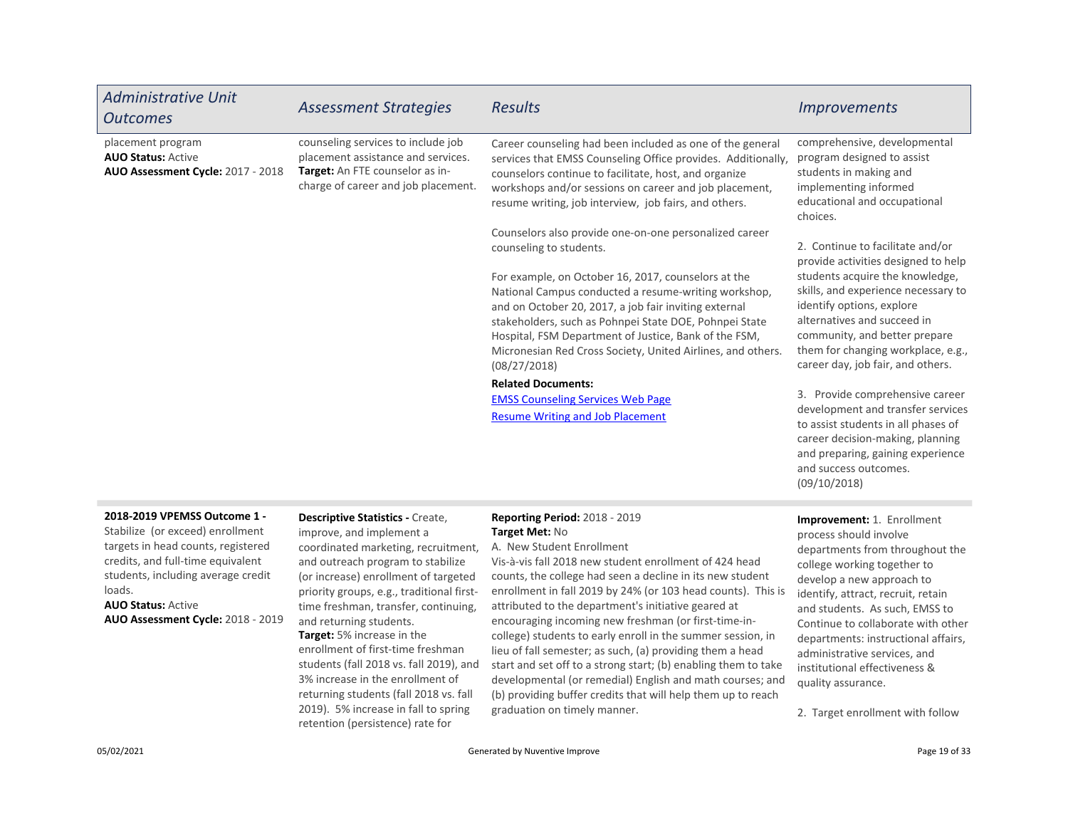| Administrative Unit Outcomes | Assessment Strategies | Results | Improvements |
| --- | --- | --- | --- |
| placement program<br>**AUO Status:** Active<br>**AUO Assessment Cycle:** 2017 - 2018 | counseling services to include job placement assistance and services.<br>**Target:** An FTE counselor as in-charge of career and job placement. | Career counseling had been included as one of the general services that EMSS Counseling Office provides. Additionally, counselors continue to facilitate, host, and organize workshops and/or sessions on career and job placement, resume writing, job interview, job fairs, and others.<br><br>Counselors also provide one-on-one personalized career counseling to students.<br><br>For example, on October 16, 2017, counselors at the National Campus conducted a resume-writing workshop, and on October 20, 2017, a job fair inviting external stakeholders, such as Pohnpei State DOE, Pohnpei State Hospital, FSM Department of Justice, Bank of the FSM, Micronesian Red Cross Society, United Airlines, and others. (08/27/2018)<br>**Related Documents:**<br>[EMSS Counseling Services Web Page]()<br>[Resume Writing and Job Placement]() | comprehensive, developmental program designed to assist students in making and implementing informed educational and occupational choices.<br><br>2. Continue to facilitate and/or provide activities designed to help students acquire the knowledge, skills, and experience necessary to identify options, explore alternatives and succeed in community, and better prepare them for changing workplace, e.g., career day, job fair, and others.<br><br>3. Provide comprehensive career development and transfer services to assist students in all phases of career decision-making, planning and preparing, gaining experience and success outcomes. (09/10/2018) |
| **2018-2019 VPEMSS Outcome 1 -** Stabilize (or exceed) enrollment targets in head counts, registered credits, and full-time equivalent students, including average credit loads.<br>**AUO Status:** Active<br>**AUO Assessment Cycle:** 2018 - 2019 | **Descriptive Statistics -** Create, improve, and implement a coordinated marketing, recruitment, and outreach program to stabilize (or increase) enrollment of targeted priority groups, e.g., traditional first-time freshman, transfer, continuing, and returning students.<br>**Target:** 5% increase in the enrollment of first-time freshman students (fall 2018 vs. fall 2019), and 3% increase in the enrollment of returning students (fall 2018 vs. fall 2019). 5% increase in fall to spring retention (persistence) rate for | **Reporting Period:** 2018 - 2019<br>**Target Met:** No<br>A. New Student Enrollment<br>Vis-à-vis fall 2018 new student enrollment of 424 head counts, the college had seen a decline in its new student enrollment in fall 2019 by 24% (or 103 head counts). This is attributed to the department's initiative geared at encouraging incoming new freshman (or first-time-in-college) students to early enroll in the summer session, in lieu of fall semester; as such, (a) providing them a head start and set off to a strong start; (b) enabling them to take developmental (or remedial) English and math courses; and (b) providing buffer credits that will help them up to reach graduation on timely manner. | **Improvement:** 1. Enrollment process should involve departments from throughout the college working together to develop a new approach to identify, attract, recruit, retain and students. As such, EMSS to Continue to collaborate with other departments: instructional affairs, administrative services, and institutional effectiveness & quality assurance.<br><br>2. Target enrollment with follow |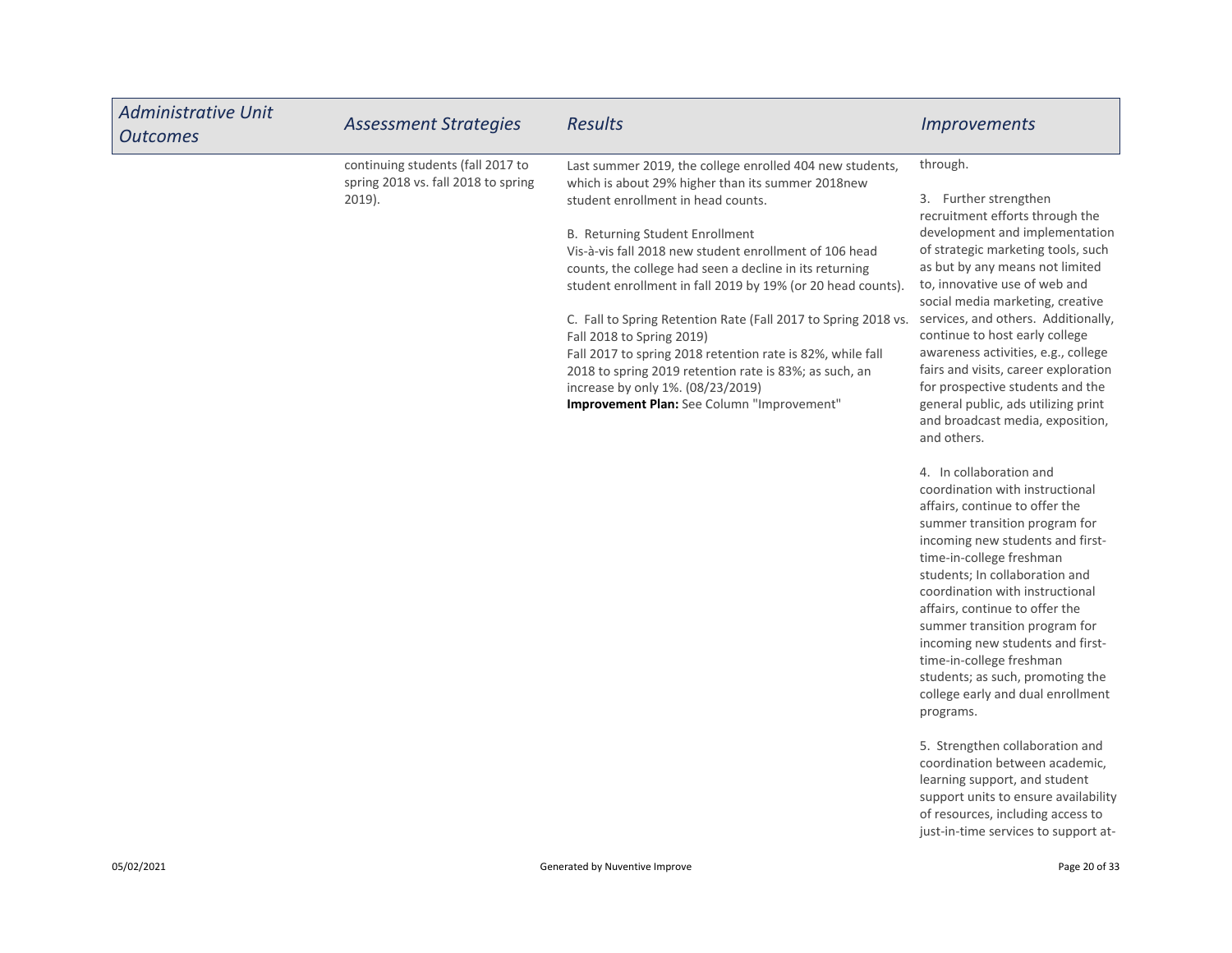| Administrative Unit Outcomes | Assessment Strategies | Results | Improvements |
| --- | --- | --- | --- |
| | continuing students (fall 2017 to spring 2018 vs. fall 2018 to spring 2019). | Last summer 2019, the college enrolled 404 new students, which is about 29% higher than its summer 2018new student enrollment in head counts.<br><br>B. Returning Student Enrollment<br>Vis-à-vis fall 2018 new student enrollment of 106 head counts, the college had seen a decline in its returning student enrollment in fall 2019 by 19% (or 20 head counts).<br><br>C. Fall to Spring Retention Rate (Fall 2017 to Spring 2018 vs. Fall 2018 to Spring 2019)<br>Fall 2017 to spring 2018 retention rate is 82%, while fall 2018 to spring 2019 retention rate is 83%; as such, an increase by only 1%. (08/23/2019)<br>**Improvement Plan:** See Column "Improvement" | through.<br><br>3. Further strengthen recruitment efforts through the development and implementation of strategic marketing tools, such as but by any means not limited to, innovative use of web and social media marketing, creative services, and others. Additionally, continue to host early college awareness activities, e.g., college fairs and visits, career exploration for prospective students and the general public, ads utilizing print and broadcast media, exposition, and others.<br><br>4. In collaboration and coordination with instructional affairs, continue to offer the summer transition program for incoming new students and first-time-in-college freshman students; In collaboration and coordination with instructional affairs, continue to offer the summer transition program for incoming new students and first-time-in-college freshman students; as such, promoting the college early and dual enrollment programs.<br><br>5. Strengthen collaboration and coordination between academic, learning support, and student support units to ensure availability of resources, including access to just-in-time services to support at- |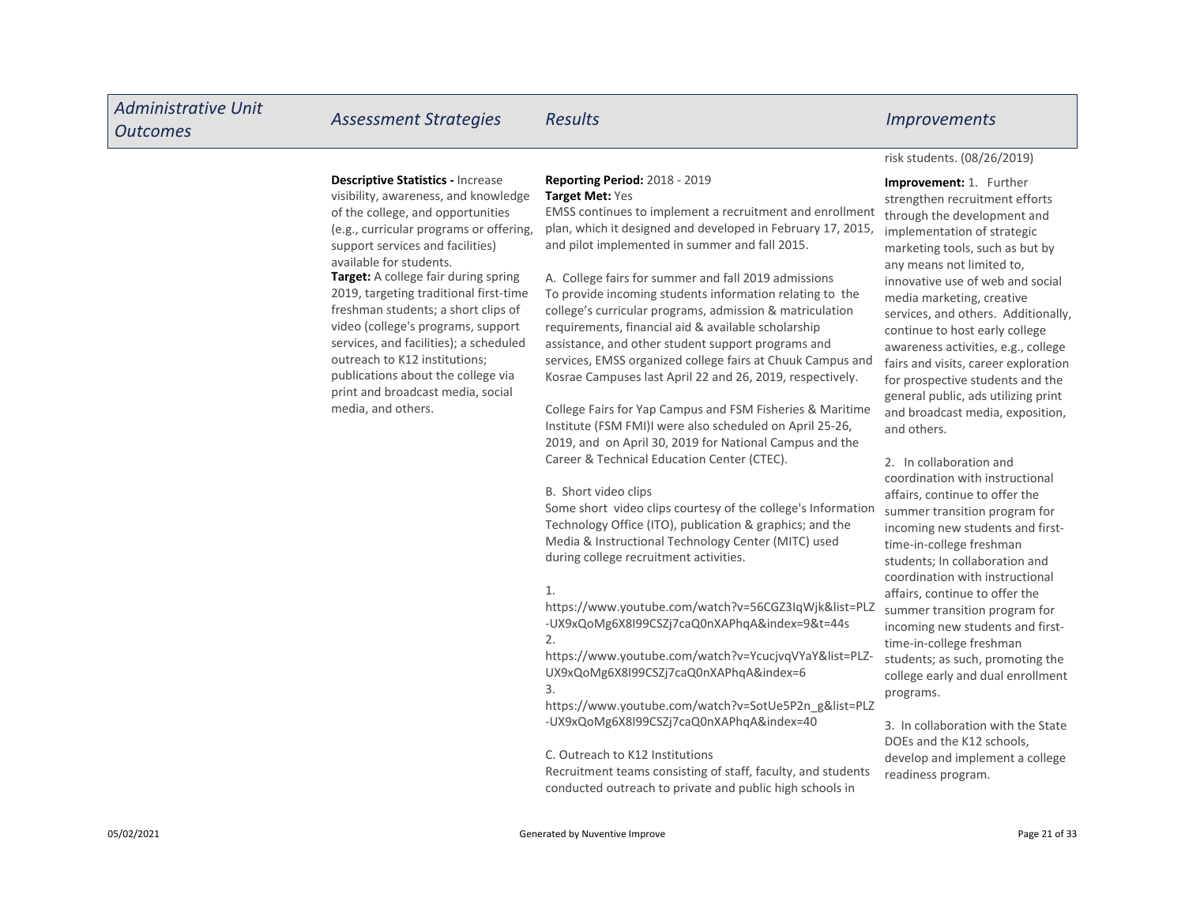| Administrative Unit Outcomes | Assessment Strategies | Results | Improvements |
|---|---|---|---|
| | | | risk students. (08/26/2019) |
| | **Descriptive Statistics -** Increase visibility, awareness, and knowledge of the college, and opportunities (e.g., curricular programs or offering, support services and facilities) available for students.<br>**Target:** A college fair during spring 2019, targeting traditional first-time freshman students; a short clips of video (college's programs, support services, and facilities); a scheduled outreach to K12 institutions; publications about the college via print and broadcast media, social media, and others. | **Reporting Period:** 2018 - 2019<br>**Target Met:** Yes<br>EMSS continues to implement a recruitment and enrollment plan, which it designed and developed in February 17, 2015, and pilot implemented in summer and fall 2015.<br><br>A. College fairs for summer and fall 2019 admissions<br>To provide incoming students information relating to the college's curricular programs, admission & matriculation requirements, financial aid & available scholarship assistance, and other student support programs and services, EMSS organized college fairs at Chuuk Campus and Kosrae Campuses last April 22 and 26, 2019, respectively.<br><br>College Fairs for Yap Campus and FSM Fisheries & Maritime Institute (FSM FMI)I were also scheduled on April 25-26, 2019, and on April 30, 2019 for National Campus and the Career & Technical Education Center (CTEC).<br><br>B. Short video clips<br>Some short video clips courtesy of the college's Information Technology Office (ITO), publication & graphics; and the Media & Instructional Technology Center (MITC) used during college recruitment activities.<br><br>1.<br>https://www.youtube.com/watch?v=56CGZ3IqWjk&list=PLZ-UX9xQoMg6X8I99CSZj7caQ0nXAPhqA&index=9&t=44s<br>2.<br>https://www.youtube.com/watch?v=YcucjvqVYaY&list=PLZ-UX9xQoMg6X8I99CSZj7caQ0nXAPhqA&index=6<br>3.<br>https://www.youtube.com/watch?v=SotUe5P2n_g&list=PLZ-UX9xQoMg6X8I99CSZj7caQ0nXAPhqA&index=40<br><br>C. Outreach to K12 Institutions<br>Recruitment teams consisting of staff, faculty, and students conducted outreach to private and public high schools in | **Improvement:** 1. Further strengthen recruitment efforts through the development and implementation of strategic marketing tools, such as but by any means not limited to, innovative use of web and social media marketing, creative services, and others. Additionally, continue to host early college awareness activities, e.g., college fairs and visits, career exploration for prospective students and the general public, ads utilizing print and broadcast media, exposition, and others.<br><br>2. In collaboration and coordination with instructional affairs, continue to offer the summer transition program for incoming new students and first-time-in-college freshman students; In collaboration and coordination with instructional affairs, continue to offer the summer transition program for incoming new students and first-time-in-college freshman students; as such, promoting the college early and dual enrollment programs.<br><br>3. In collaboration with the State DOEs and the K12 schools, develop and implement a college readiness program. |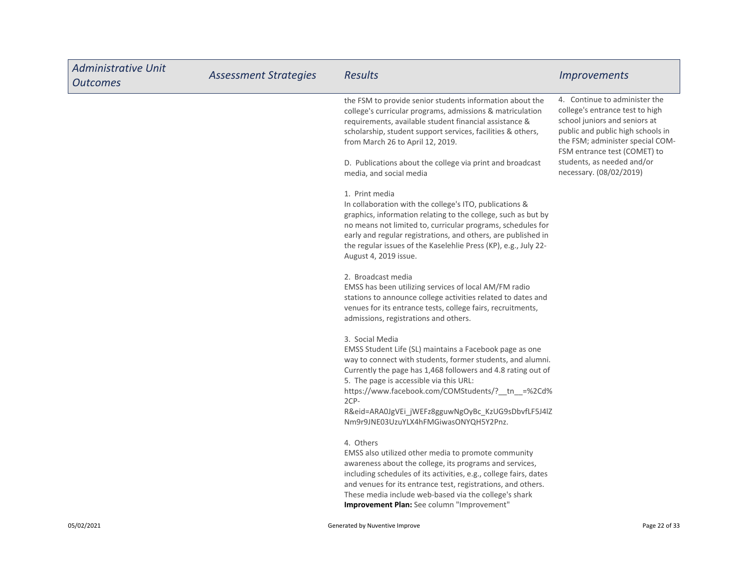| Administrative Unit Outcomes | Assessment Strategies | Results | Improvements |
| --- | --- | --- | --- |
| | | the FSM to provide senior students information about the college's curricular programs, admissions & matriculation requirements, available student financial assistance & scholarship, student support services, facilities & others, from March 26 to April 12, 2019.<br><br>D. Publications about the college via print and broadcast media, and social media<br><br>1. Print media<br>In collaboration with the college's ITO, publications & graphics, information relating to the college, such as but by no means not limited to, curricular programs, schedules for early and regular registrations, and others, are published in the regular issues of the Kaselehlie Press (KP), e.g., July 22-August 4, 2019 issue.<br><br>2. Broadcast media<br>EMSS has been utilizing services of local AM/FM radio stations to announce college activities related to dates and venues for its entrance tests, college fairs, recruitments, admissions, registrations and others.<br><br>3. Social Media<br>EMSS Student Life (SL) maintains a Facebook page as one way to connect with students, former students, and alumni. Currently the page has 1,468 followers and 4.8 rating out of 5. The page is accessible via this URL: https://www.facebook.com/COMStudents/?__tn__=%2Cd%2CP-R&eid=ARA0JgVEi_jWEFz8gguwNgOyBc_KzUG9sDbvfLF5J4lZNm9r9JNE03UzuYLX4hFMGiwasONYQH5Y2Pnz.<br><br>4. Others<br>EMSS also utilized other media to promote community awareness about the college, its programs and services, including schedules of its activities, e.g., college fairs, dates and venues for its entrance test, registrations, and others. These media include web-based via the college's shark<br>**Improvement Plan:** See column "Improvement" | 4. Continue to administer the college's entrance test to high school juniors and seniors at public and public high schools in the FSM; administer special COM-FSM entrance test (COMET) to students, as needed and/or necessary. (08/02/2019) |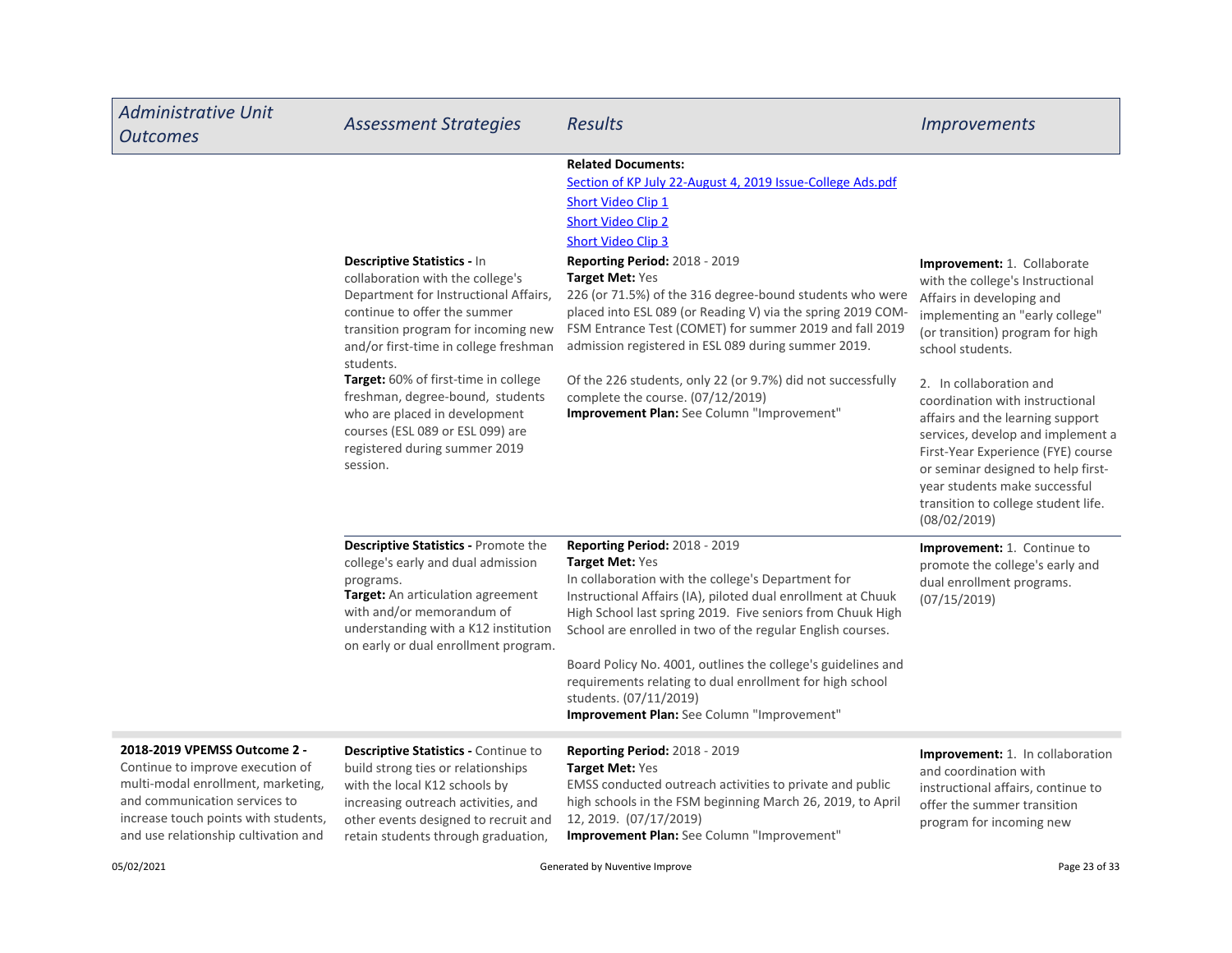| Administrative Unit Outcomes | Assessment Strategies | Results | Improvements |
| --- | --- | --- | --- |
| | | **Related Documents:**<br>Section of KP July 22-August 4, 2019 Issue-College Ads.pdf<br>Short Video Clip 1<br>Short Video Clip 2<br>Short Video Clip 3 | |
| | **Descriptive Statistics -** In collaboration with the college's Department for Instructional Affairs, continue to offer the summer transition program for incoming new and/or first-time in college freshman students.<br>**Target:** 60% of first-time in college freshman, degree-bound, students who are placed in development courses (ESL 089 or ESL 099) are registered during summer 2019 session. | **Reporting Period:** 2018 - 2019<br>**Target Met:** Yes<br>226 (or 71.5%) of the 316 degree-bound students who were placed into ESL 089 (or Reading V) via the spring 2019 COM-FSM Entrance Test (COMET) for summer 2019 and fall 2019 admission registered in ESL 089 during summer 2019.<br><br>Of the 226 students, only 22 (or 9.7%) did not successfully complete the course. (07/12/2019)<br>**Improvement Plan:** See Column "Improvement" | **Improvement:** 1. Collaborate with the college's Instructional Affairs in developing and implementing an "early college" (or transition) program for high school students.<br><br>2. In collaboration and coordination with instructional affairs and the learning support services, develop and implement a First-Year Experience (FYE) course or seminar designed to help first-year students make successful transition to college student life. (08/02/2019) |
| | **Descriptive Statistics -** Promote the college's early and dual admission programs.<br>**Target:** An articulation agreement with and/or memorandum of understanding with a K12 institution on early or dual enrollment program. | **Reporting Period:** 2018 - 2019<br>**Target Met:** Yes<br>In collaboration with the college's Department for Instructional Affairs (IA), piloted dual enrollment at Chuuk High School last spring 2019. Five seniors from Chuuk High School are enrolled in two of the regular English courses.<br><br>Board Policy No. 4001, outlines the college's guidelines and requirements relating to dual enrollment for high school students. (07/11/2019)<br>**Improvement Plan:** See Column "Improvement" | **Improvement:** 1. Continue to promote the college's early and dual enrollment programs. (07/15/2019) |
| **2018-2019 VPEMSS Outcome 2 -** Continue to improve execution of multi-modal enrollment, marketing, and communication services to increase touch points with students, and use relationship cultivation and | **Descriptive Statistics -** Continue to build strong ties or relationships with the local K12 schools by increasing outreach activities, and other events designed to recruit and retain students through graduation, | **Reporting Period:** 2018 - 2019<br>**Target Met:** Yes<br>EMSS conducted outreach activities to private and public high schools in the FSM beginning March 26, 2019, to April 12, 2019. (07/17/2019)<br>**Improvement Plan:** See Column "Improvement" | **Improvement:** 1. In collaboration and coordination with instructional affairs, continue to offer the summer transition program for incoming new |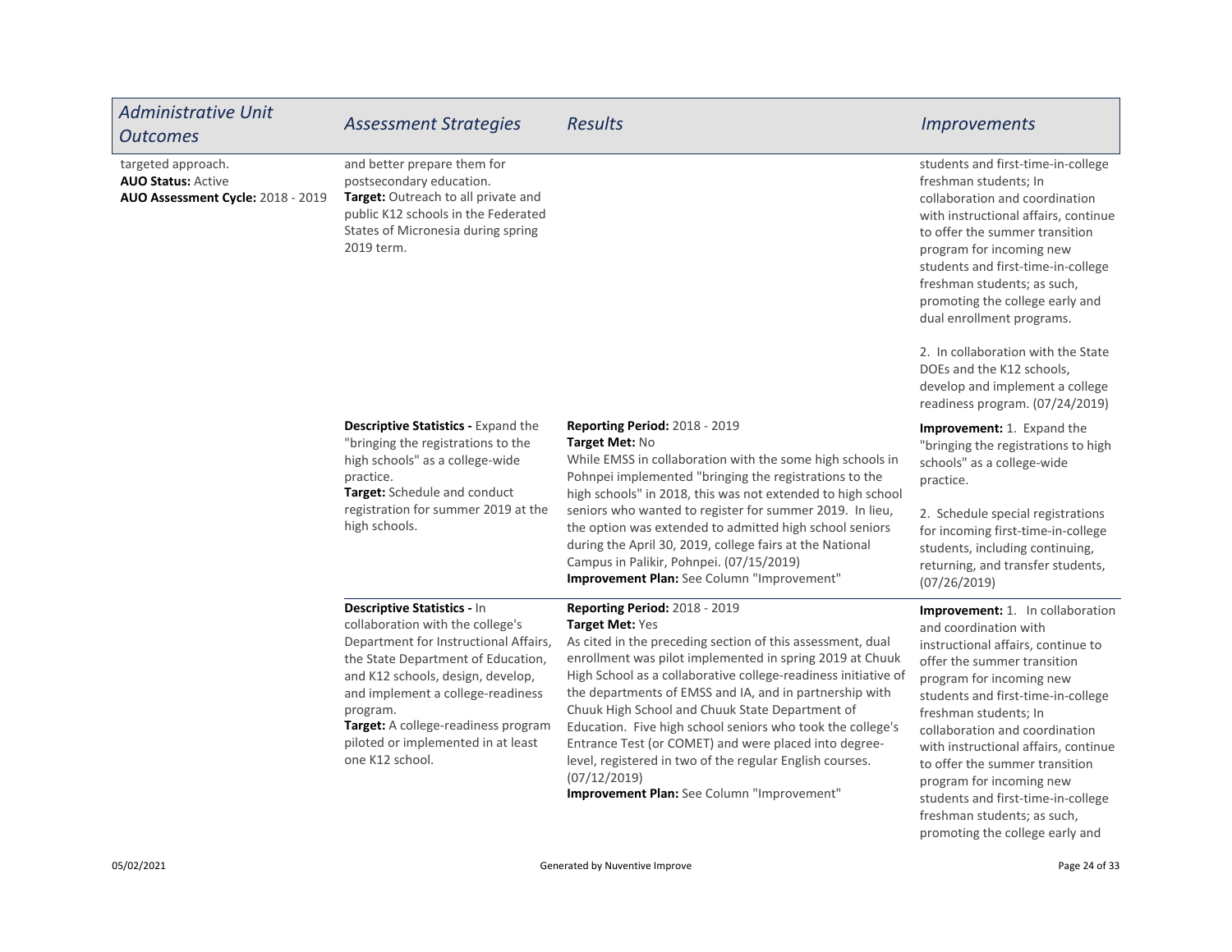| Administrative Unit Outcomes | Assessment Strategies | Results | Improvements |
|---|---|---|---|
| targeted approach.<br>**AUO Status:** Active<br>**AUO Assessment Cycle:** 2018 - 2019 | and better prepare them for postsecondary education.<br>**Target:** Outreach to all private and public K12 schools in the Federated States of Micronesia during spring 2019 term. | | students and first-time-in-college freshman students; In collaboration and coordination with instructional affairs, continue to offer the summer transition program for incoming new students and first-time-in-college freshman students; as such, promoting the college early and dual enrollment programs.<br><br>2. In collaboration with the State DOEs and the K12 schools, develop and implement a college readiness program. (07/24/2019) |
| | **Descriptive Statistics -** Expand the "bringing the registrations to the high schools" as a college-wide practice.<br>**Target:** Schedule and conduct registration for summer 2019 at the high schools. | **Reporting Period:** 2018 - 2019<br>**Target Met:** No<br>While EMSS in collaboration with the some high schools in Pohnpei implemented "bringing the registrations to the high schools" in 2018, this was not extended to high school seniors who wanted to register for summer 2019. In lieu, the option was extended to admitted high school seniors during the April 30, 2019, college fairs at the National Campus in Palikir, Pohnpei. (07/15/2019)<br>**Improvement Plan:** See Column "Improvement" | **Improvement:** 1. Expand the "bringing the registrations to high schools" as a college-wide practice.<br><br>2. Schedule special registrations for incoming first-time-in-college students, including continuing, returning, and transfer students, (07/26/2019) |
| | **Descriptive Statistics -** In collaboration with the college's Department for Instructional Affairs, the State Department of Education, and K12 schools, design, develop, and implement a college-readiness program.<br>**Target:** A college-readiness program piloted or implemented in at least one K12 school. | **Reporting Period:** 2018 - 2019<br>**Target Met:** Yes<br>As cited in the preceding section of this assessment, dual enrollment was pilot implemented in spring 2019 at Chuuk High School as a collaborative college-readiness initiative of the departments of EMSS and IA, and in partnership with Chuuk High School and Chuuk State Department of Education. Five high school seniors who took the college's Entrance Test (or COMET) and were placed into degree-level, registered in two of the regular English courses. (07/12/2019)<br>**Improvement Plan:** See Column "Improvement" | **Improvement:** 1. In collaboration and coordination with instructional affairs, continue to offer the summer transition program for incoming new students and first-time-in-college freshman students; In collaboration and coordination with instructional affairs, continue to offer the summer transition program for incoming new students and first-time-in-college freshman students; as such, promoting the college early and |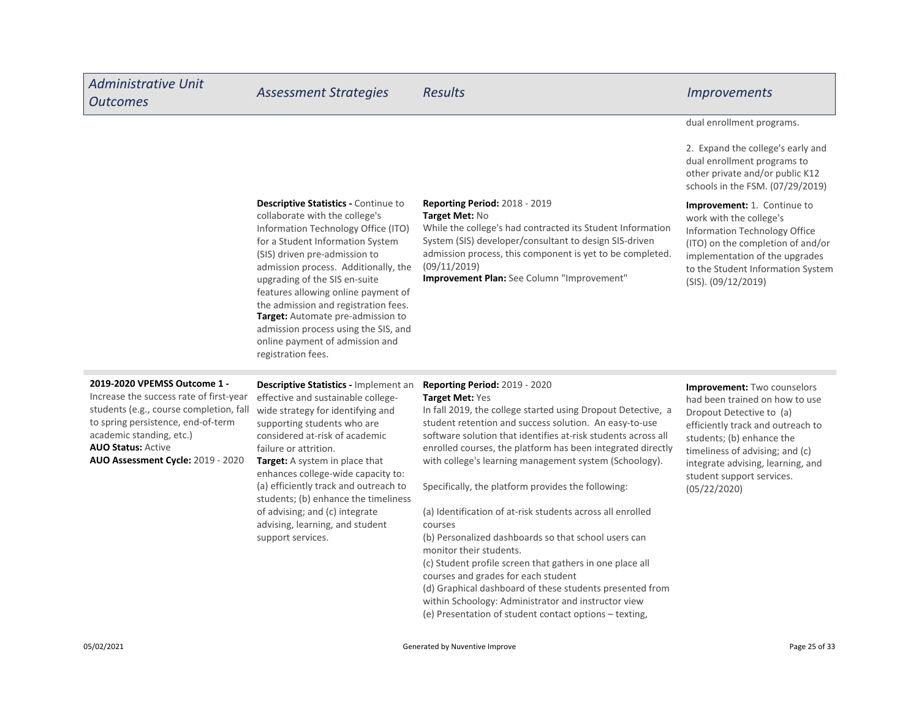| Administrative Unit Outcomes | Assessment Strategies | Results | Improvements |
| --- | --- | --- | --- |
| | | | dual enrollment programs.<br><br>2. Expand the college's early and dual enrollment programs to other private and/or public K12 schools in the FSM. (07/29/2019) |
| | **Descriptive Statistics -** Continue to collaborate with the college's Information Technology Office (ITO) for a Student Information System (SIS) driven pre-admission to admission process. Additionally, the upgrading of the SIS en-suite features allowing online payment of the admission and registration fees.<br>**Target:** Automate pre-admission to admission process using the SIS, and online payment of admission and registration fees. | **Reporting Period:** 2018 - 2019<br>**Target Met:** No<br>While the college's had contracted its Student Information System (SIS) developer/consultant to design SIS-driven admission process, this component is yet to be completed. (09/11/2019)<br>**Improvement Plan:** See Column "Improvement" | **Improvement:** 1. Continue to work with the college's Information Technology Office (ITO) on the completion of and/or implementation of the upgrades to the Student Information System (SIS). (09/12/2019) |
| **2019-2020 VPEMSS Outcome 1 -** Increase the success rate of first-year students (e.g., course completion, fall to spring persistence, end-of-term academic standing, etc.)<br>**AUO Status:** Active<br>**AUO Assessment Cycle:** 2019 - 2020 | **Descriptive Statistics -** Implement an effective and sustainable college-wide strategy for identifying and supporting students who are considered at-risk of academic failure or attrition.<br>**Target:** A system in place that enhances college-wide capacity to: (a) efficiently track and outreach to students; (b) enhance the timeliness of advising; and (c) integrate advising, learning, and student support services. | **Reporting Period:** 2019 - 2020<br>**Target Met:** Yes<br>In fall 2019, the college started using Dropout Detective, a student retention and success solution. An easy-to-use software solution that identifies at-risk students across all enrolled courses, the platform has been integrated directly with college's learning management system (Schoology).<br><br>Specifically, the platform provides the following:<br><br>(a) Identification of at-risk students across all enrolled courses<br>(b) Personalized dashboards so that school users can monitor their students.<br>(c) Student profile screen that gathers in one place all courses and grades for each student<br>(d) Graphical dashboard of these students presented from within Schoology: Administrator and instructor view<br>(e) Presentation of student contact options – texting, | **Improvement:** Two counselors had been trained on how to use Dropout Detective to (a) efficiently track and outreach to students; (b) enhance the timeliness of advising; and (c) integrate advising, learning, and student support services. (05/22/2020) |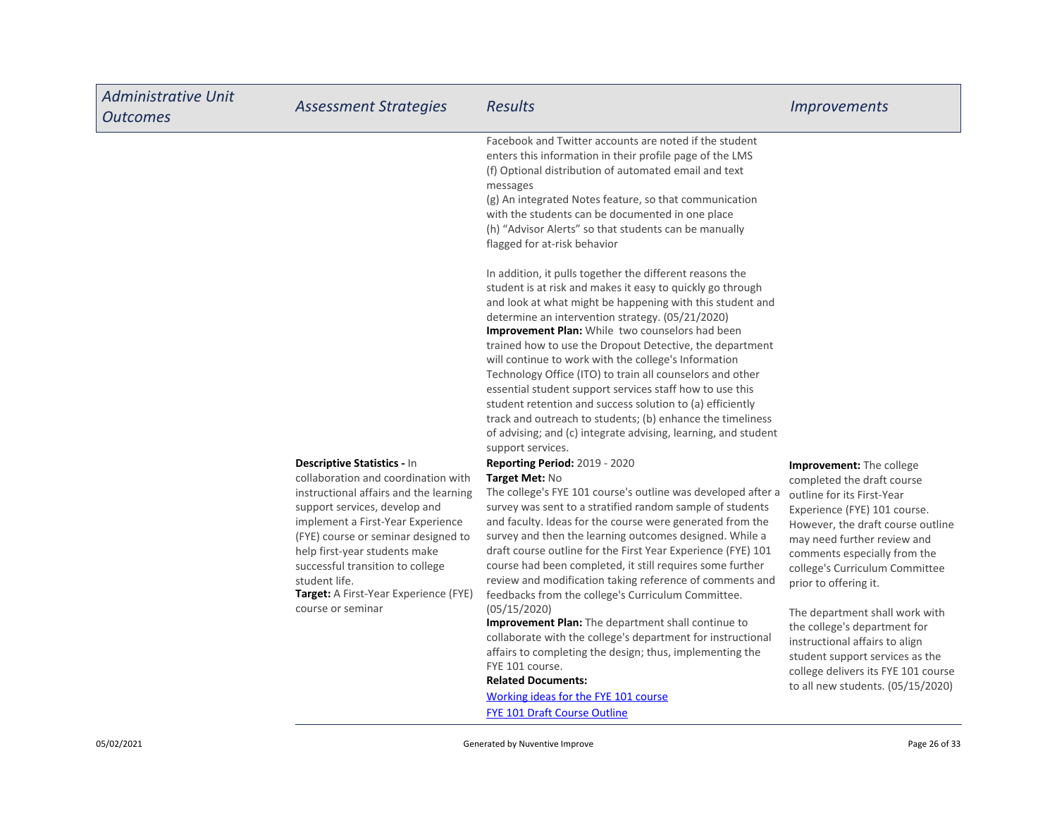| Administrative Unit Outcomes | Assessment Strategies | Results | Improvements |
|---|---|---|---|
| | | Facebook and Twitter accounts are noted if the student enters this information in their profile page of the LMS<br>(f) Optional distribution of automated email and text messages<br>(g) An integrated Notes feature, so that communication with the students can be documented in one place<br>(h) "Advisor Alerts" so that students can be manually flagged for at-risk behavior<br><br>In addition, it pulls together the different reasons the student is at risk and makes it easy to quickly go through and look at what might be happening with this student and determine an intervention strategy. (05/21/2020)<br>**Improvement Plan:** While two counselors had been trained how to use the Dropout Detective, the department will continue to work with the college's Information Technology Office (ITO) to train all counselors and other essential student support services staff how to use this student retention and success solution to (a) efficiently track and outreach to students; (b) enhance the timeliness of advising; and (c) integrate advising, learning, and student support services. | |
| | **Descriptive Statistics -** In collaboration and coordination with instructional affairs and the learning support services, develop and implement a First-Year Experience (FYE) course or seminar designed to help first-year students make successful transition to college student life.<br>**Target:** A First-Year Experience (FYE) course or seminar | **Reporting Period:** 2019 - 2020<br>**Target Met:** No<br>The college's FYE 101 course's outline was developed after a survey was sent to a stratified random sample of students and faculty. Ideas for the course were generated from the survey and then the learning outcomes designed. While a draft course outline for the First Year Experience (FYE) 101 course had been completed, it still requires some further review and modification taking reference of comments and feedbacks from the college's Curriculum Committee. (05/15/2020)<br>**Improvement Plan:** The department shall continue to collaborate with the college's department for instructional affairs to completing the design; thus, implementing the FYE 101 course.<br>**Related Documents:**<br>Working ideas for the FYE 101 course<br>FYE 101 Draft Course Outline | **Improvement:** The college completed the draft course outline for its First-Year Experience (FYE) 101 course. However, the draft course outline may need further review and comments especially from the college's Curriculum Committee prior to offering it.<br><br>The department shall work with the college's department for instructional affairs to align student support services as the college delivers its FYE 101 course to all new students. (05/15/2020) |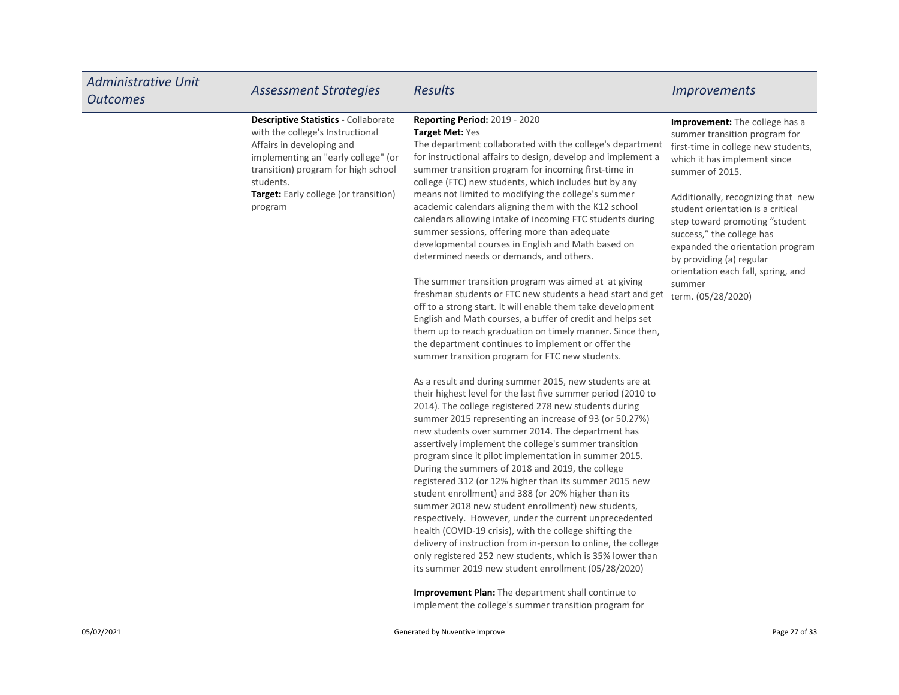| *Administrative Unit Outcomes* | *Assessment Strategies* | *Results* | *Improvements* |
|---|---|---|---|
| | **Descriptive Statistics -** Collaborate with the college's Instructional Affairs in developing and implementing an "early college" (or transition) program for high school students.<br>**Target:** Early college (or transition) program | **Reporting Period:** 2019 - 2020<br>**Target Met:** Yes<br>The department collaborated with the college's department for instructional affairs to design, develop and implement a summer transition program for incoming first-time in college (FTC) new students, which includes but by any means not limited to modifying the college's summer academic calendars aligning them with the K12 school calendars allowing intake of incoming FTC students during summer sessions, offering more than adequate developmental courses in English and Math based on determined needs or demands, and others.<br><br>The summer transition program was aimed at at giving freshman students or FTC new students a head start and get off to a strong start. It will enable them take development English and Math courses, a buffer of credit and helps set them up to reach graduation on timely manner. Since then, the department continues to implement or offer the summer transition program for FTC new students.<br><br>As a result and during summer 2015, new students are at their highest level for the last five summer period (2010 to 2014). The college registered 278 new students during summer 2015 representing an increase of 93 (or 50.27%) new students over summer 2014. The department has assertively implement the college's summer transition program since it pilot implementation in summer 2015. During the summers of 2018 and 2019, the college registered 312 (or 12% higher than its summer 2015 new student enrollment) and 388 (or 20% higher than its summer 2018 new student enrollment) new students, respectively. However, under the current unprecedented health (COVID-19 crisis), with the college shifting the delivery of instruction from in-person to online, the college only registered 252 new students, which is 35% lower than its summer 2019 new student enrollment (05/28/2020)<br><br>**Improvement Plan:** The department shall continue to implement the college's summer transition program for | **Improvement:** The college has a summer transition program for first-time in college new students, which it has implement since summer of 2015.<br><br>Additionally, recognizing that new student orientation is a critical step toward promoting "student success," the college has expanded the orientation program by providing (a) regular orientation each fall, spring, and summer term. (05/28/2020) |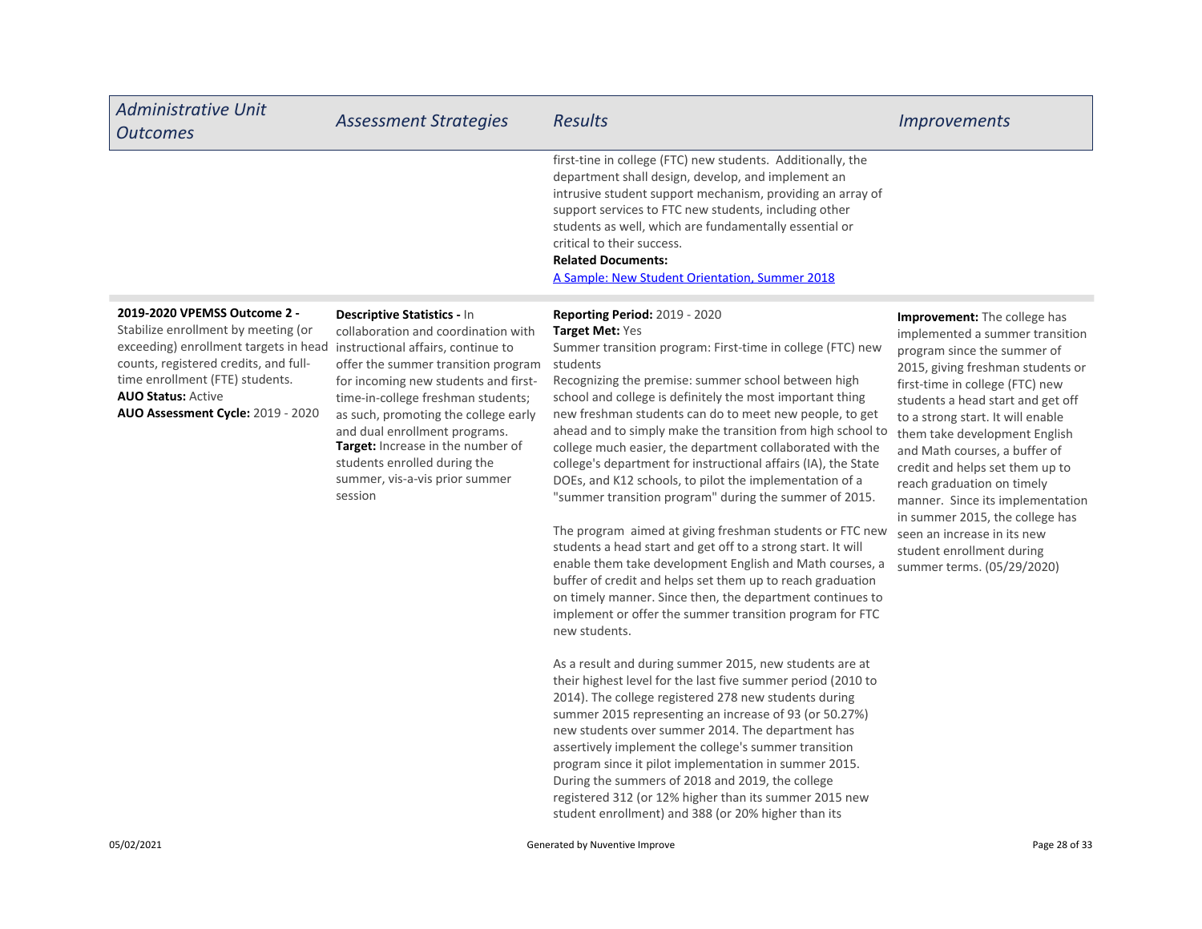| Administrative Unit Outcomes | Assessment Strategies | Results | Improvements |
| --- | --- | --- | --- |
| | | first-tine in college (FTC) new students. Additionally, the department shall design, develop, and implement an intrusive student support mechanism, providing an array of support services to FTC new students, including other students as well, which are fundamentally essential or critical to their success.<br>**Related Documents:**<br>[A Sample: New Student Orientation, Summer 2018]() | |
| **2019-2020 VPEMSS Outcome 2 -** Stabilize enrollment by meeting (or exceeding) enrollment targets in head counts, registered credits, and full-time enrollment (FTE) students.<br>**AUO Status:** Active<br>**AUO Assessment Cycle:** 2019 - 2020 | **Descriptive Statistics -** In collaboration and coordination with instructional affairs, continue to offer the summer transition program for incoming new students and first-time-in-college freshman students; as such, promoting the college early and dual enrollment programs.<br>**Target:** Increase in the number of students enrolled during the summer, vis-a-vis prior summer session | **Reporting Period:** 2019 - 2020<br>**Target Met:** Yes<br>Summer transition program: First-time in college (FTC) new students<br>Recognizing the premise: summer school between high school and college is definitely the most important thing new freshman students can do to meet new people, to get ahead and to simply make the transition from high school to college much easier, the department collaborated with the college's department for instructional affairs (IA), the State DOEs, and K12 schools, to pilot the implementation of a "summer transition program" during the summer of 2015.<br><br>The program aimed at giving freshman students or FTC new students a head start and get off to a strong start. It will enable them take development English and Math courses, a buffer of credit and helps set them up to reach graduation on timely manner. Since then, the department continues to implement or offer the summer transition program for FTC new students.<br><br>As a result and during summer 2015, new students are at their highest level for the last five summer period (2010 to 2014). The college registered 278 new students during summer 2015 representing an increase of 93 (or 50.27%) new students over summer 2014. The department has assertively implement the college's summer transition program since it pilot implementation in summer 2015. During the summers of 2018 and 2019, the college registered 312 (or 12% higher than its summer 2015 new student enrollment) and 388 (or 20% higher than its | **Improvement:** The college has implemented a summer transition program since the summer of 2015, giving freshman students or first-time in college (FTC) new students a head start and get off to a strong start. It will enable them take development English and Math courses, a buffer of credit and helps set them up to reach graduation on timely manner. Since its implementation in summer 2015, the college has seen an increase in its new student enrollment during summer terms. (05/29/2020) |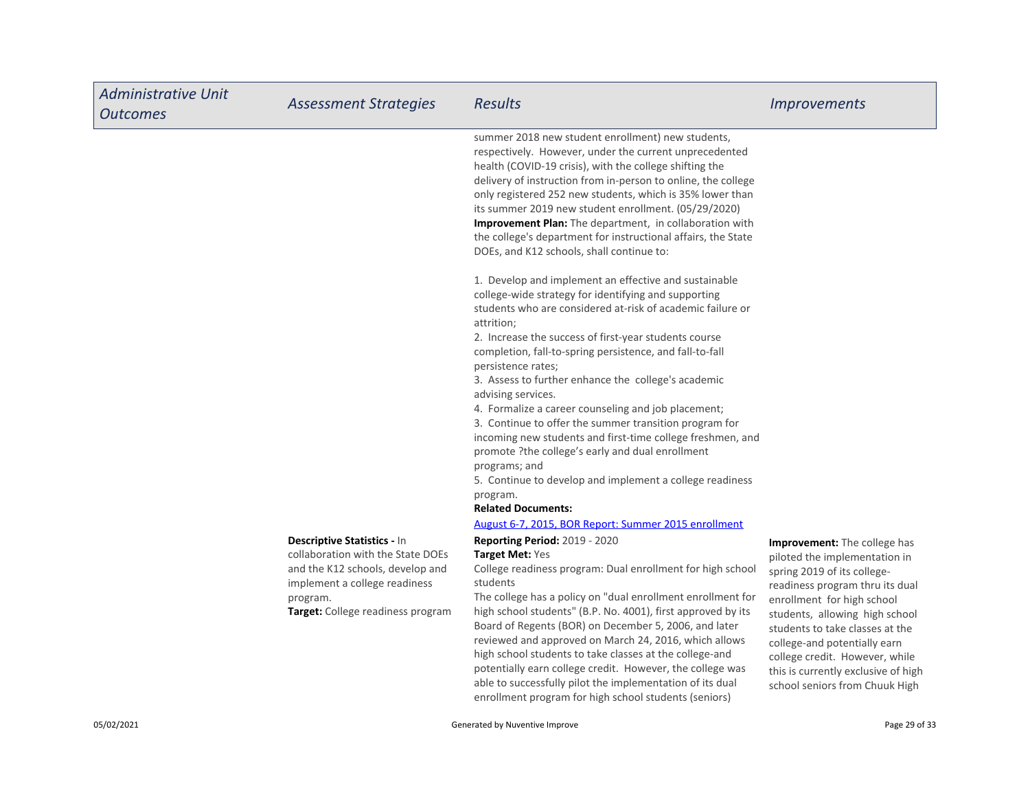| *Administrative Unit Outcomes* | *Assessment Strategies* | *Results* | *Improvements* |
|---|---|---|---|
| | | summer 2018 new student enrollment) new students, respectively. However, under the current unprecedented health (COVID-19 crisis), with the college shifting the delivery of instruction from in-person to online, the college only registered 252 new students, which is 35% lower than its summer 2019 new student enrollment. (05/29/2020)<br>**Improvement Plan:** The department, in collaboration with the college's department for instructional affairs, the State DOEs, and K12 schools, shall continue to:<br><br>1. Develop and implement an effective and sustainable college-wide strategy for identifying and supporting students who are considered at-risk of academic failure or attrition;<br>2. Increase the success of first-year students course completion, fall-to-spring persistence, and fall-to-fall persistence rates;<br>3. Assess to further enhance the college's academic advising services.<br>4. Formalize a career counseling and job placement;<br>3. Continue to offer the summer transition program for incoming new students and first-time college freshmen, and promote ?the college's early and dual enrollment programs; and<br>5. Continue to develop and implement a college readiness program.<br>**Related Documents:**<br>August 6-7, 2015, BOR Report: Summer 2015 enrollment | |
| | **Descriptive Statistics -** In collaboration with the State DOEs and the K12 schools, develop and implement a college readiness program.<br>**Target:** College readiness program | **Reporting Period:** 2019 - 2020<br>**Target Met:** Yes<br>College readiness program: Dual enrollment for high school students<br>The college has a policy on "dual enrollment enrollment for high school students" (B.P. No. 4001), first approved by its Board of Regents (BOR) on December 5, 2006, and later reviewed and approved on March 24, 2016, which allows high school students to take classes at the college-and potentially earn college credit. However, the college was able to successfully pilot the implementation of its dual enrollment program for high school students (seniors) | **Improvement:** The college has piloted the implementation in spring 2019 of its college-readiness program thru its dual enrollment for high school students, allowing high school students to take classes at the college-and potentially earn college credit. However, while this is currently exclusive of high school seniors from Chuuk High |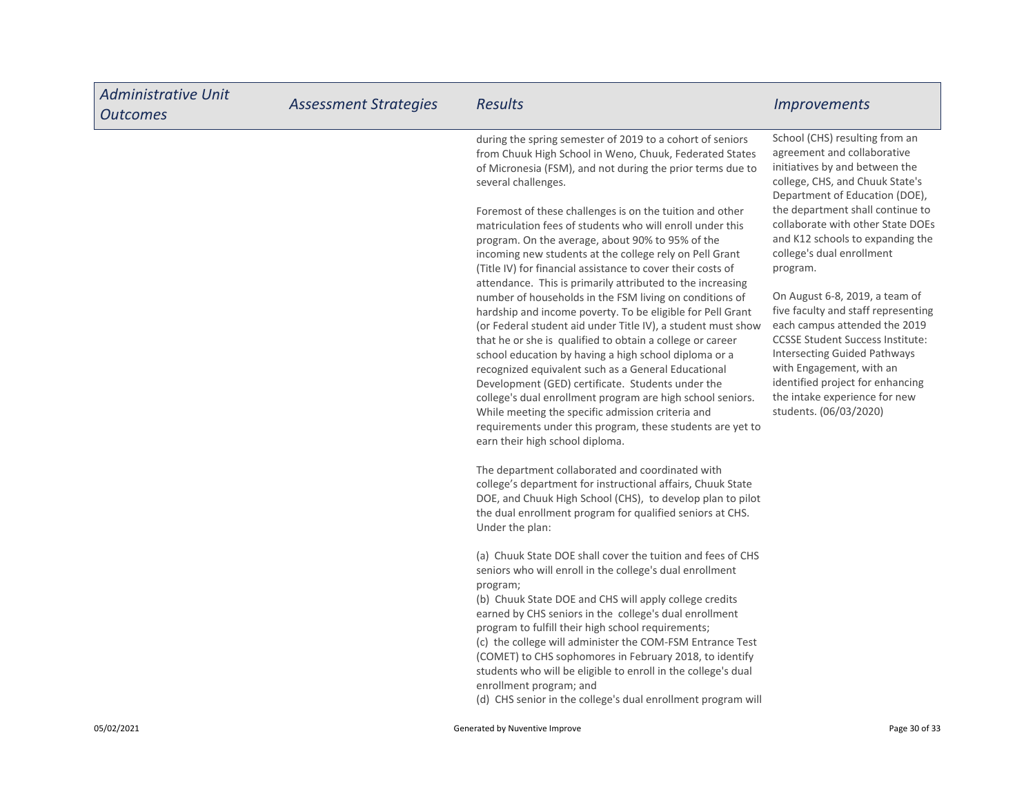| Administrative Unit Outcomes | Assessment Strategies | Results | Improvements |
|---|---|---|---|
| | | during the spring semester of 2019 to a cohort of seniors from Chuuk High School in Weno, Chuuk, Federated States of Micronesia (FSM), and not during the prior terms due to several challenges.<br><br>Foremost of these challenges is on the tuition and other matriculation fees of students who will enroll under this program. On the average, about 90% to 95% of the incoming new students at the college rely on Pell Grant (Title IV) for financial assistance to cover their costs of attendance. This is primarily attributed to the increasing number of households in the FSM living on conditions of hardship and income poverty. To be eligible for Pell Grant (or Federal student aid under Title IV), a student must show that he or she is qualified to obtain a college or career school education by having a high school diploma or a recognized equivalent such as a General Educational Development (GED) certificate. Students under the college's dual enrollment program are high school seniors. While meeting the specific admission criteria and requirements under this program, these students are yet to earn their high school diploma.<br><br>The department collaborated and coordinated with college's department for instructional affairs, Chuuk State DOE, and Chuuk High School (CHS), to develop plan to pilot the dual enrollment program for qualified seniors at CHS. Under the plan:<br><br>(a) Chuuk State DOE shall cover the tuition and fees of CHS seniors who will enroll in the college's dual enrollment program;<br>(b) Chuuk State DOE and CHS will apply college credits earned by CHS seniors in the college's dual enrollment program to fulfill their high school requirements;<br>(c) the college will administer the COM-FSM Entrance Test (COMET) to CHS sophomores in February 2018, to identify students who will be eligible to enroll in the college's dual enrollment program; and<br>(d) CHS senior in the college's dual enrollment program will | School (CHS) resulting from an agreement and collaborative initiatives by and between the college, CHS, and Chuuk State's Department of Education (DOE), the department shall continue to collaborate with other State DOEs and K12 schools to expanding the college's dual enrollment program.<br><br>On August 6-8, 2019, a team of five faculty and staff representing each campus attended the 2019 CCSSE Student Success Institute: Intersecting Guided Pathways with Engagement, with an identified project for enhancing the intake experience for new students. (06/03/2020) |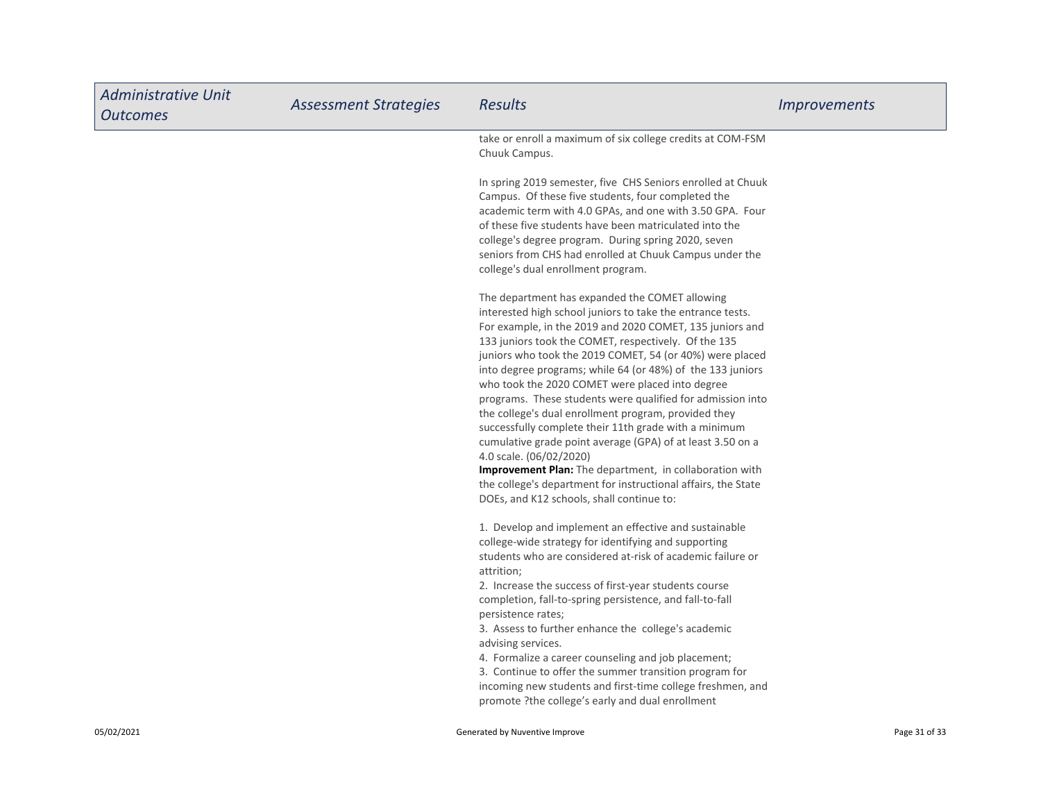| Administrative Unit Outcomes | Assessment Strategies | Results | Improvements |
|---|---|---|---|
| | | take or enroll a maximum of six college credits at COM-FSM Chuuk Campus.<br><br>In spring 2019 semester, five CHS Seniors enrolled at Chuuk Campus. Of these five students, four completed the academic term with 4.0 GPAs, and one with 3.50 GPA. Four of these five students have been matriculated into the college's degree program. During spring 2020, seven seniors from CHS had enrolled at Chuuk Campus under the college's dual enrollment program.<br><br>The department has expanded the COMET allowing interested high school juniors to take the entrance tests. For example, in the 2019 and 2020 COMET, 135 juniors and 133 juniors took the COMET, respectively. Of the 135 juniors who took the 2019 COMET, 54 (or 40%) were placed into degree programs; while 64 (or 48%) of the 133 juniors who took the 2020 COMET were placed into degree programs. These students were qualified for admission into the college's dual enrollment program, provided they successfully complete their 11th grade with a minimum cumulative grade point average (GPA) of at least 3.50 on a 4.0 scale. (06/02/2020)<br>**Improvement Plan:** The department, in collaboration with the college's department for instructional affairs, the State DOEs, and K12 schools, shall continue to:<br><br>1. Develop and implement an effective and sustainable college-wide strategy for identifying and supporting students who are considered at-risk of academic failure or attrition;<br>2. Increase the success of first-year students course completion, fall-to-spring persistence, and fall-to-fall persistence rates;<br>3. Assess to further enhance the college's academic advising services.<br>4. Formalize a career counseling and job placement;<br>3. Continue to offer the summer transition program for incoming new students and first-time college freshmen, and promote ?the college's early and dual enrollment | |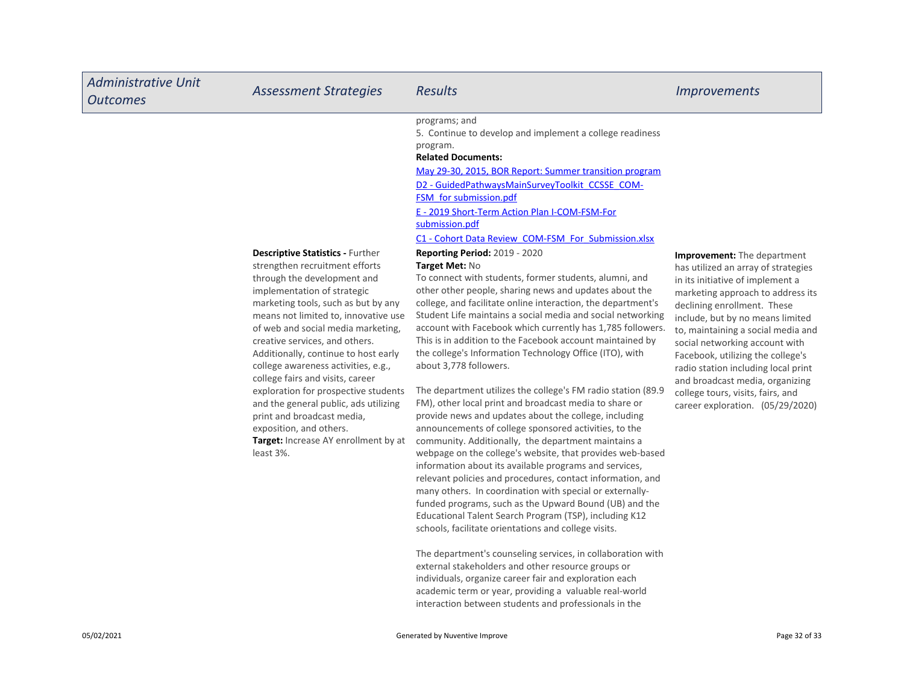| Administrative Unit Outcomes | Assessment Strategies | Results | Improvements |
|---|---|---|---|
| | | programs; and<br>5. Continue to develop and implement a college readiness program.<br>**Related Documents:**<br>May 29-30, 2015, BOR Report: Summer transition program<br>D2 - GuidedPathwaysMainSurveyToolkit_CCSSE_COM-FSM_for submission.pdf<br>E - 2019 Short-Term Action Plan I-COM-FSM-For submission.pdf<br>C1 - Cohort Data Review_COM-FSM_For_Submission.xlsx | |
| | **Descriptive Statistics -** Further strengthen recruitment efforts through the development and implementation of strategic marketing tools, such as but by any means not limited to, innovative use of web and social media marketing, creative services, and others. Additionally, continue to host early college awareness activities, e.g., college fairs and visits, career exploration for prospective students and the general public, ads utilizing print and broadcast media, exposition, and others.<br>**Target:** Increase AY enrollment by at least 3%. | **Reporting Period:** 2019 - 2020<br>**Target Met:** No<br>To connect with students, former students, alumni, and other other people, sharing news and updates about the college, and facilitate online interaction, the department's Student Life maintains a social media and social networking account with Facebook which currently has 1,785 followers. This is in addition to the Facebook account maintained by the college's Information Technology Office (ITO), with about 3,778 followers.<br><br>The department utilizes the college's FM radio station (89.9 FM), other local print and broadcast media to share or provide news and updates about the college, including announcements of college sponsored activities, to the community. Additionally, the department maintains a webpage on the college's website, that provides web-based information about its available programs and services, relevant policies and procedures, contact information, and many others. In coordination with special or externally-funded programs, such as the Upward Bound (UB) and the Educational Talent Search Program (TSP), including K12 schools, facilitate orientations and college visits.<br><br>The department's counseling services, in collaboration with external stakeholders and other resource groups or individuals, organize career fair and exploration each academic term or year, providing a valuable real-world interaction between students and professionals in the | **Improvement:** The department has utilized an array of strategies in its initiative of implement a marketing approach to address its declining enrollment. These include, but by no means limited to, maintaining a social media and social networking account with Facebook, utilizing the college's radio station including local print and broadcast media, organizing college tours, visits, fairs, and career exploration. (05/29/2020) |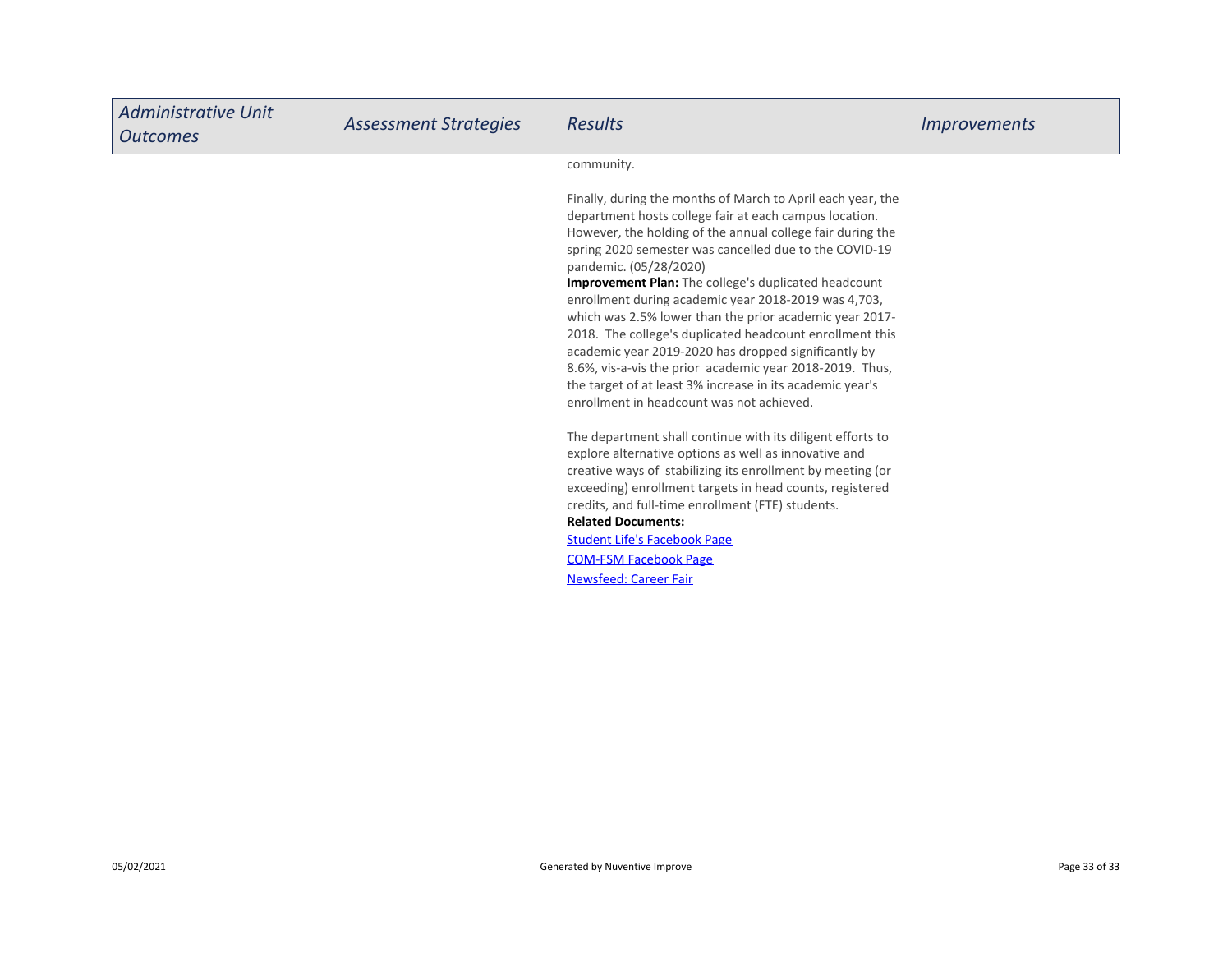| Administrative Unit Outcomes | Assessment Strategies | Results | Improvements |
|---|---|---|---|
| | | community.<br><br>Finally, during the months of March to April each year, the department hosts college fair at each campus location. However, the holding of the annual college fair during the spring 2020 semester was cancelled due to the COVID-19 pandemic. (05/28/2020)<br>**Improvement Plan:** The college's duplicated headcount enrollment during academic year 2018-2019 was 4,703, which was 2.5% lower than the prior academic year 2017-2018. The college's duplicated headcount enrollment this academic year 2019-2020 has dropped significantly by 8.6%, vis-a-vis the prior academic year 2018-2019. Thus, the target of at least 3% increase in its academic year's enrollment in headcount was not achieved.<br><br>The department shall continue with its diligent efforts to explore alternative options as well as innovative and creative ways of stabilizing its enrollment by meeting (or exceeding) enrollment targets in head counts, registered credits, and full-time enrollment (FTE) students.<br>**Related Documents:**<br>Student Life's Facebook Page<br>COM-FSM Facebook Page<br>Newsfeed: Career Fair | |